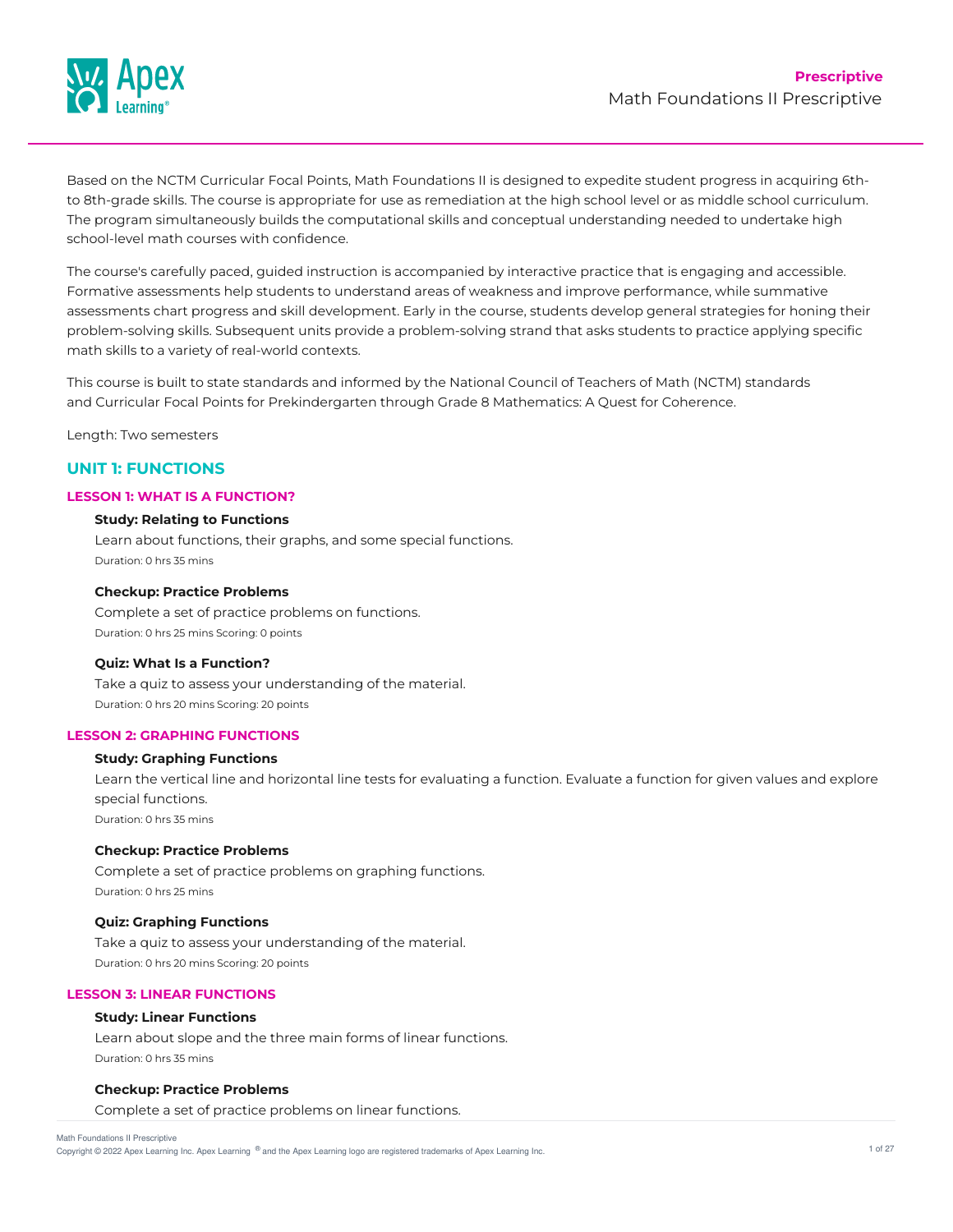Based on the NCTM Curricular Focal Points, Math Foundations II is designed to expedite student progress in acquiring 6th- to 8th-grade skills. The course is appropriate for use as remediation at the high school level or as middle school curriculum. The program simultaneously builds the computational skills and conceptual understanding needed to undertake high school-level math courses with confidence.

The course's carefully paced, guided instruction is accompanied by interactive practice that is engaging and accessible. Formative assessments help students to understand areas of weakness and improve performance, while summative assessments chart progress and skill development. Early in the course, students develop general strategies for honing their problem-solving skills. Subsequent units provide a problem-solving strand that asks students to practice applying specific math skills to a variety of real-world contexts.

This course is built to state standards and informed by the National Council of Teachers of Math (NCTM) standards and Curricular Focal Points for Prekindergarten through Grade 8 Mathematics: A Quest for Coherence.

Length: Two semesters

## UNIT 1: FUNCTIONS

### LESSON 1: WHAT IS A FUNCTION?

**Study: Relating to Functions**

Learn about functions, their graphs, and some special functions.

Duration: 0 hrs 35 mins

**Checkup: Practice Problems**

Complete a set of practice problems on functions.

Duration: 0 hrs 25 mins Scoring: 0 points

**Quiz: What Is a Function?**

Take a quiz to assess your understanding of the material.

Duration: 0 hrs 20 mins Scoring: 20 points

### LESSON 2: GRAPHING FUNCTIONS

**Study: Graphing Functions**

Learn the vertical line and horizontal line tests for evaluating a function. Evaluate a function for given values and explore special functions.

Duration: 0 hrs 35 mins

**Checkup: Practice Problems**

Complete a set of practice problems on graphing functions.

Duration: 0 hrs 25 mins

**Quiz: Graphing Functions**

Take a quiz to assess your understanding of the material.

Duration: 0 hrs 20 mins Scoring: 20 points

### LESSON 3: LINEAR FUNCTIONS

**Study: Linear Functions**

Learn about slope and the three main forms of linear functions.

Duration: 0 hrs 35 mins

**Checkup: Practice Problems**

Complete a set of practice problems on linear functions.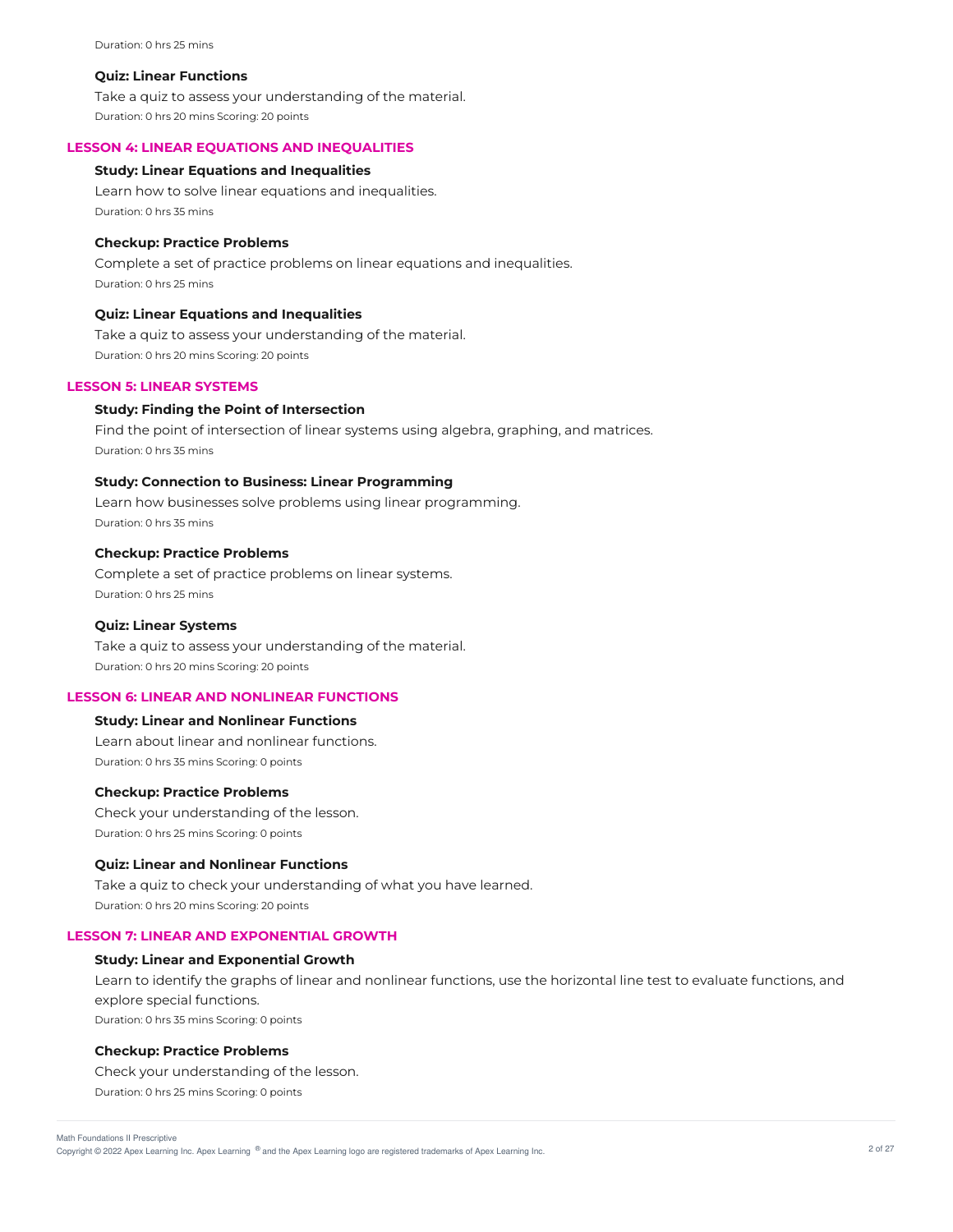Duration: 0 hrs 25 mins

**Quiz: Linear Functions**

Take a quiz to assess your understanding of the material.

Duration: 0 hrs 20 mins Scoring: 20 points

## LESSON 4: LINEAR EQUATIONS AND INEQUALITIES

**Study: Linear Equations and Inequalities**

Learn how to solve linear equations and inequalities.

Duration: 0 hrs 35 mins

**Checkup: Practice Problems**

Complete a set of practice problems on linear equations and inequalities.

Duration: 0 hrs 25 mins

**Quiz: Linear Equations and Inequalities**

Take a quiz to assess your understanding of the material.

Duration: 0 hrs 20 mins Scoring: 20 points

## LESSON 5: LINEAR SYSTEMS

**Study: Finding the Point of Intersection**

Find the point of intersection of linear systems using algebra, graphing, and matrices.

Duration: 0 hrs 35 mins

**Study: Connection to Business: Linear Programming**

Learn how businesses solve problems using linear programming.

Duration: 0 hrs 35 mins

**Checkup: Practice Problems**

Complete a set of practice problems on linear systems.

Duration: 0 hrs 25 mins

**Quiz: Linear Systems**

Take a quiz to assess your understanding of the material.

Duration: 0 hrs 20 mins Scoring: 20 points

## LESSON 6: LINEAR AND NONLINEAR FUNCTIONS

**Study: Linear and Nonlinear Functions**

Learn about linear and nonlinear functions.

Duration: 0 hrs 35 mins Scoring: 0 points

**Checkup: Practice Problems**

Check your understanding of the lesson.

Duration: 0 hrs 25 mins Scoring: 0 points

**Quiz: Linear and Nonlinear Functions**

Take a quiz to check your understanding of what you have learned.

Duration: 0 hrs 20 mins Scoring: 20 points

## LESSON 7: LINEAR AND EXPONENTIAL GROWTH

**Study: Linear and Exponential Growth**

Learn to identify the graphs of linear and nonlinear functions, use the horizontal line test to evaluate functions, and explore special functions.

Duration: 0 hrs 35 mins Scoring: 0 points

**Checkup: Practice Problems**

Check your understanding of the lesson.

Duration: 0 hrs 25 mins Scoring: 0 points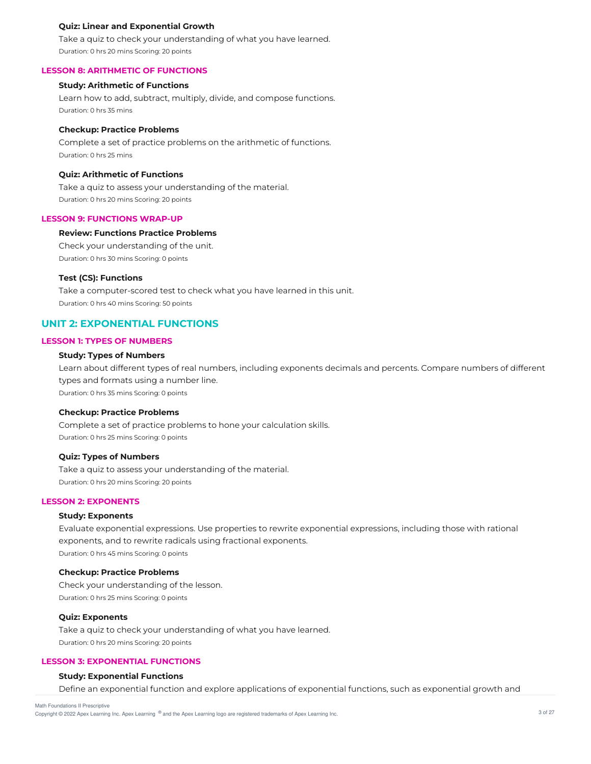**Quiz: Linear and Exponential Growth**

Take a quiz to check your understanding of what you have learned.

Duration: 0 hrs 20 mins Scoring: 20 points

### LESSON 8: ARITHMETIC OF FUNCTIONS

**Study: Arithmetic of Functions**

Learn how to add, subtract, multiply, divide, and compose functions.

Duration: 0 hrs 35 mins

**Checkup: Practice Problems**

Complete a set of practice problems on the arithmetic of functions.

Duration: 0 hrs 25 mins

**Quiz: Arithmetic of Functions**

Take a quiz to assess your understanding of the material.

Duration: 0 hrs 20 mins Scoring: 20 points

### LESSON 9: FUNCTIONS WRAP-UP

**Review: Functions Practice Problems**

Check your understanding of the unit.

Duration: 0 hrs 30 mins Scoring: 0 points

**Test (CS): Functions**

Take a computer-scored test to check what you have learned in this unit.

Duration: 0 hrs 40 mins Scoring: 50 points

## UNIT 2: EXPONENTIAL FUNCTIONS

### LESSON 1: TYPES OF NUMBERS

**Study: Types of Numbers**

Learn about different types of real numbers, including exponents decimals and percents. Compare numbers of different types and formats using a number line.

Duration: 0 hrs 35 mins Scoring: 0 points

**Checkup: Practice Problems**

Complete a set of practice problems to hone your calculation skills.

Duration: 0 hrs 25 mins Scoring: 0 points

**Quiz: Types of Numbers**

Take a quiz to assess your understanding of the material.

Duration: 0 hrs 20 mins Scoring: 20 points

### LESSON 2: EXPONENTS

**Study: Exponents**

Evaluate exponential expressions. Use properties to rewrite exponential expressions, including those with rational exponents, and to rewrite radicals using fractional exponents.

Duration: 0 hrs 45 mins Scoring: 0 points

**Checkup: Practice Problems**

Check your understanding of the lesson.

Duration: 0 hrs 25 mins Scoring: 0 points

**Quiz: Exponents**

Take a quiz to check your understanding of what you have learned.

Duration: 0 hrs 20 mins Scoring: 20 points

### LESSON 3: EXPONENTIAL FUNCTIONS

**Study: Exponential Functions**

Define an exponential function and explore applications of exponential functions, such as exponential growth and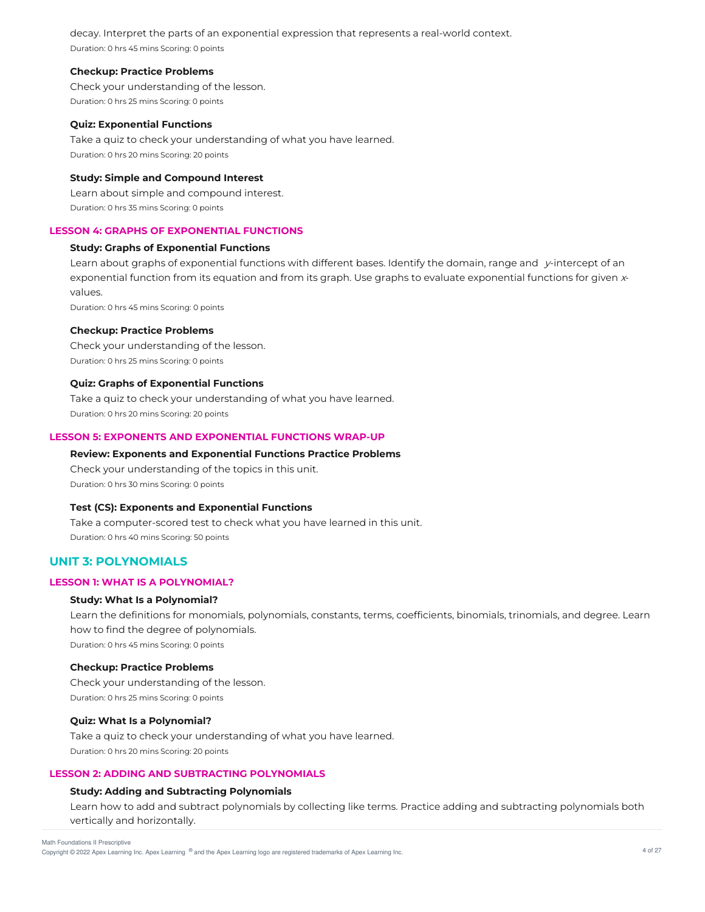decay. Interpret the parts of an exponential expression that represents a real-world context.

Duration: 0 hrs 45 mins Scoring: 0 points

**Checkup: Practice Problems**

Check your understanding of the lesson.

Duration: 0 hrs 25 mins Scoring: 0 points

**Quiz: Exponential Functions**

Take a quiz to check your understanding of what you have learned.

Duration: 0 hrs 20 mins Scoring: 20 points

**Study: Simple and Compound Interest**

Learn about simple and compound interest.

Duration: 0 hrs 35 mins Scoring: 0 points

### LESSON 4: GRAPHS OF EXPONENTIAL FUNCTIONS

**Study: Graphs of Exponential Functions**

Learn about graphs of exponential functions with different bases. Identify the domain, range and $y$-intercept of an exponential function from its equation and from its graph. Use graphs to evaluate exponential functions for given $x$-values.

Duration: 0 hrs 45 mins Scoring: 0 points

**Checkup: Practice Problems**

Check your understanding of the lesson.

Duration: 0 hrs 25 mins Scoring: 0 points

**Quiz: Graphs of Exponential Functions**

Take a quiz to check your understanding of what you have learned.

Duration: 0 hrs 20 mins Scoring: 20 points

### LESSON 5: EXPONENTS AND EXPONENTIAL FUNCTIONS WRAP-UP

**Review: Exponents and Exponential Functions Practice Problems**

Check your understanding of the topics in this unit.

Duration: 0 hrs 30 mins Scoring: 0 points

**Test (CS): Exponents and Exponential Functions**

Take a computer-scored test to check what you have learned in this unit.

Duration: 0 hrs 40 mins Scoring: 50 points

## UNIT 3: POLYNOMIALS

### LESSON 1: WHAT IS A POLYNOMIAL?

**Study: What Is a Polynomial?**

Learn the definitions for monomials, polynomials, constants, terms, coefficients, binomials, trinomials, and degree. Learn how to find the degree of polynomials.

Duration: 0 hrs 45 mins Scoring: 0 points

**Checkup: Practice Problems**

Check your understanding of the lesson.

Duration: 0 hrs 25 mins Scoring: 0 points

**Quiz: What Is a Polynomial?**

Take a quiz to check your understanding of what you have learned.

Duration: 0 hrs 20 mins Scoring: 20 points

### LESSON 2: ADDING AND SUBTRACTING POLYNOMIALS

**Study: Adding and Subtracting Polynomials**

Learn how to add and subtract polynomials by collecting like terms. Practice adding and subtracting polynomials both vertically and horizontally.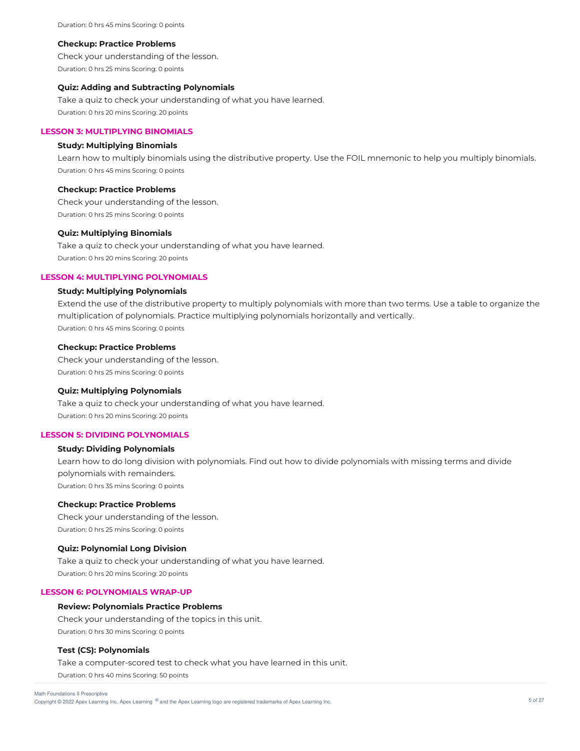Duration: 0 hrs 45 mins Scoring: 0 points

**Checkup: Practice Problems**

Check your understanding of the lesson.

Duration: 0 hrs 25 mins Scoring: 0 points

**Quiz: Adding and Subtracting Polynomials**

Take a quiz to check your understanding of what you have learned.

Duration: 0 hrs 20 mins Scoring: 20 points

## LESSON 3: MULTIPLYING BINOMIALS

**Study: Multiplying Binomials**

Learn how to multiply binomials using the distributive property. Use the FOIL mnemonic to help you multiply binomials.

Duration: 0 hrs 45 mins Scoring: 0 points

**Checkup: Practice Problems**

Check your understanding of the lesson.

Duration: 0 hrs 25 mins Scoring: 0 points

**Quiz: Multiplying Binomials**

Take a quiz to check your understanding of what you have learned.

Duration: 0 hrs 20 mins Scoring: 20 points

## LESSON 4: MULTIPLYING POLYNOMIALS

**Study: Multiplying Polynomials**

Extend the use of the distributive property to multiply polynomials with more than two terms. Use a table to organize the multiplication of polynomials. Practice multiplying polynomials horizontally and vertically.

Duration: 0 hrs 45 mins Scoring: 0 points

**Checkup: Practice Problems**

Check your understanding of the lesson.

Duration: 0 hrs 25 mins Scoring: 0 points

**Quiz: Multiplying Polynomials**

Take a quiz to check your understanding of what you have learned.

Duration: 0 hrs 20 mins Scoring: 20 points

## LESSON 5: DIVIDING POLYNOMIALS

**Study: Dividing Polynomials**

Learn how to do long division with polynomials. Find out how to divide polynomials with missing terms and divide polynomials with remainders.

Duration: 0 hrs 35 mins Scoring: 0 points

**Checkup: Practice Problems**

Check your understanding of the lesson.

Duration: 0 hrs 25 mins Scoring: 0 points

**Quiz: Polynomial Long Division**

Take a quiz to check your understanding of what you have learned.

Duration: 0 hrs 20 mins Scoring: 20 points

## LESSON 6: POLYNOMIALS WRAP-UP

**Review: Polynomials Practice Problems**

Check your understanding of the topics in this unit.

Duration: 0 hrs 30 mins Scoring: 0 points

**Test (CS): Polynomials**

Take a computer-scored test to check what you have learned in this unit.

Duration: 0 hrs 40 mins Scoring: 50 points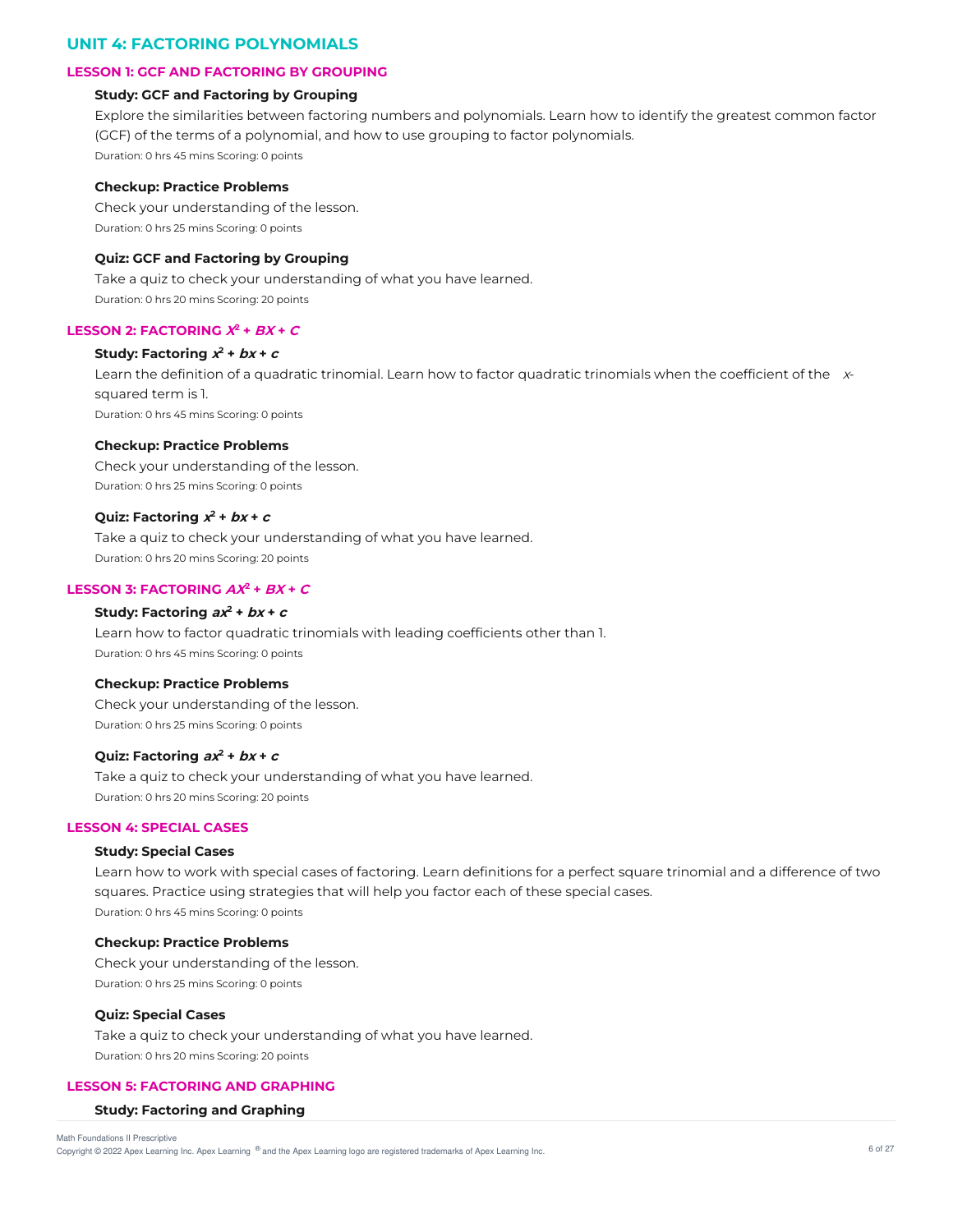## UNIT 4: FACTORING POLYNOMIALS

### LESSON 1: GCF AND FACTORING BY GROUPING

**Study: GCF and Factoring by Grouping**

Explore the similarities between factoring numbers and polynomials. Learn how to identify the greatest common factor (GCF) of the terms of a polynomial, and how to use grouping to factor polynomials.

Duration: 0 hrs 45 mins Scoring: 0 points

**Checkup: Practice Problems**

Check your understanding of the lesson.

Duration: 0 hrs 25 mins Scoring: 0 points

**Quiz: GCF and Factoring by Grouping**

Take a quiz to check your understanding of what you have learned.

Duration: 0 hrs 20 mins Scoring: 20 points

### LESSON 2: FACTORING $X^2 + BX + C$

**Study: Factoring $x^2 + bx + c$**

Learn the definition of a quadratic trinomial. Learn how to factor quadratic trinomials when the coefficient of the $x$-squared term is 1.

Duration: 0 hrs 45 mins Scoring: 0 points

**Checkup: Practice Problems**

Check your understanding of the lesson.

Duration: 0 hrs 25 mins Scoring: 0 points

**Quiz: Factoring $x^2 + bx + c$**

Take a quiz to check your understanding of what you have learned.

Duration: 0 hrs 20 mins Scoring: 20 points

### LESSON 3: FACTORING $AX^2 + BX + C$

**Study: Factoring $ax^2 + bx + c$**

Learn how to factor quadratic trinomials with leading coefficients other than 1.

Duration: 0 hrs 45 mins Scoring: 0 points

**Checkup: Practice Problems**

Check your understanding of the lesson.

Duration: 0 hrs 25 mins Scoring: 0 points

**Quiz: Factoring $ax^2 + bx + c$**

Take a quiz to check your understanding of what you have learned.

Duration: 0 hrs 20 mins Scoring: 20 points

### LESSON 4: SPECIAL CASES

**Study: Special Cases**

Learn how to work with special cases of factoring. Learn definitions for a perfect square trinomial and a difference of two squares. Practice using strategies that will help you factor each of these special cases.

Duration: 0 hrs 45 mins Scoring: 0 points

**Checkup: Practice Problems**

Check your understanding of the lesson.

Duration: 0 hrs 25 mins Scoring: 0 points

**Quiz: Special Cases**

Take a quiz to check your understanding of what you have learned.

Duration: 0 hrs 20 mins Scoring: 20 points

### LESSON 5: FACTORING AND GRAPHING

**Study: Factoring and Graphing**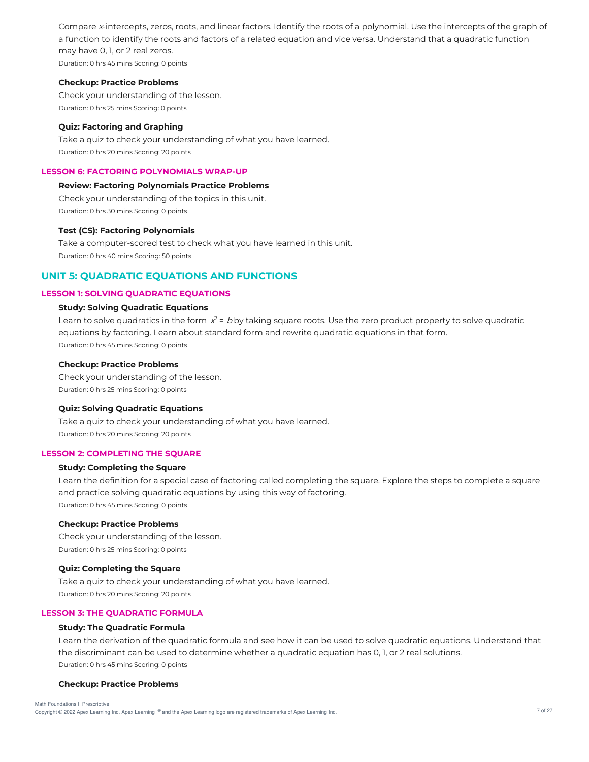Compare *x*-intercepts, zeros, roots, and linear factors. Identify the roots of a polynomial. Use the intercepts of the graph of a function to identify the roots and factors of a related equation and vice versa. Understand that a quadratic function may have 0, 1, or 2 real zeros.

Duration: 0 hrs 45 mins Scoring: 0 points

**Checkup: Practice Problems**

Check your understanding of the lesson.

Duration: 0 hrs 25 mins Scoring: 0 points

**Quiz: Factoring and Graphing**

Take a quiz to check your understanding of what you have learned.

Duration: 0 hrs 20 mins Scoring: 20 points

### LESSON 6: FACTORING POLYNOMIALS WRAP-UP

**Review: Factoring Polynomials Practice Problems**

Check your understanding of the topics in this unit.

Duration: 0 hrs 30 mins Scoring: 0 points

**Test (CS): Factoring Polynomials**

Take a computer-scored test to check what you have learned in this unit.

Duration: 0 hrs 40 mins Scoring: 50 points

## UNIT 5: QUADRATIC EQUATIONS AND FUNCTIONS

### LESSON 1: SOLVING QUADRATIC EQUATIONS

**Study: Solving Quadratic Equations**

Learn to solve quadratics in the form $x^2 = b$ by taking square roots. Use the zero product property to solve quadratic equations by factoring. Learn about standard form and rewrite quadratic equations in that form.

Duration: 0 hrs 45 mins Scoring: 0 points

**Checkup: Practice Problems**

Check your understanding of the lesson.

Duration: 0 hrs 25 mins Scoring: 0 points

**Quiz: Solving Quadratic Equations**

Take a quiz to check your understanding of what you have learned.

Duration: 0 hrs 20 mins Scoring: 20 points

### LESSON 2: COMPLETING THE SQUARE

**Study: Completing the Square**

Learn the definition for a special case of factoring called completing the square. Explore the steps to complete a square and practice solving quadratic equations by using this way of factoring.

Duration: 0 hrs 45 mins Scoring: 0 points

**Checkup: Practice Problems**

Check your understanding of the lesson.

Duration: 0 hrs 25 mins Scoring: 0 points

**Quiz: Completing the Square**

Take a quiz to check your understanding of what you have learned.

Duration: 0 hrs 20 mins Scoring: 20 points

### LESSON 3: THE QUADRATIC FORMULA

**Study: The Quadratic Formula**

Learn the derivation of the quadratic formula and see how it can be used to solve quadratic equations. Understand that the discriminant can be used to determine whether a quadratic equation has 0, 1, or 2 real solutions.

Duration: 0 hrs 45 mins Scoring: 0 points

**Checkup: Practice Problems**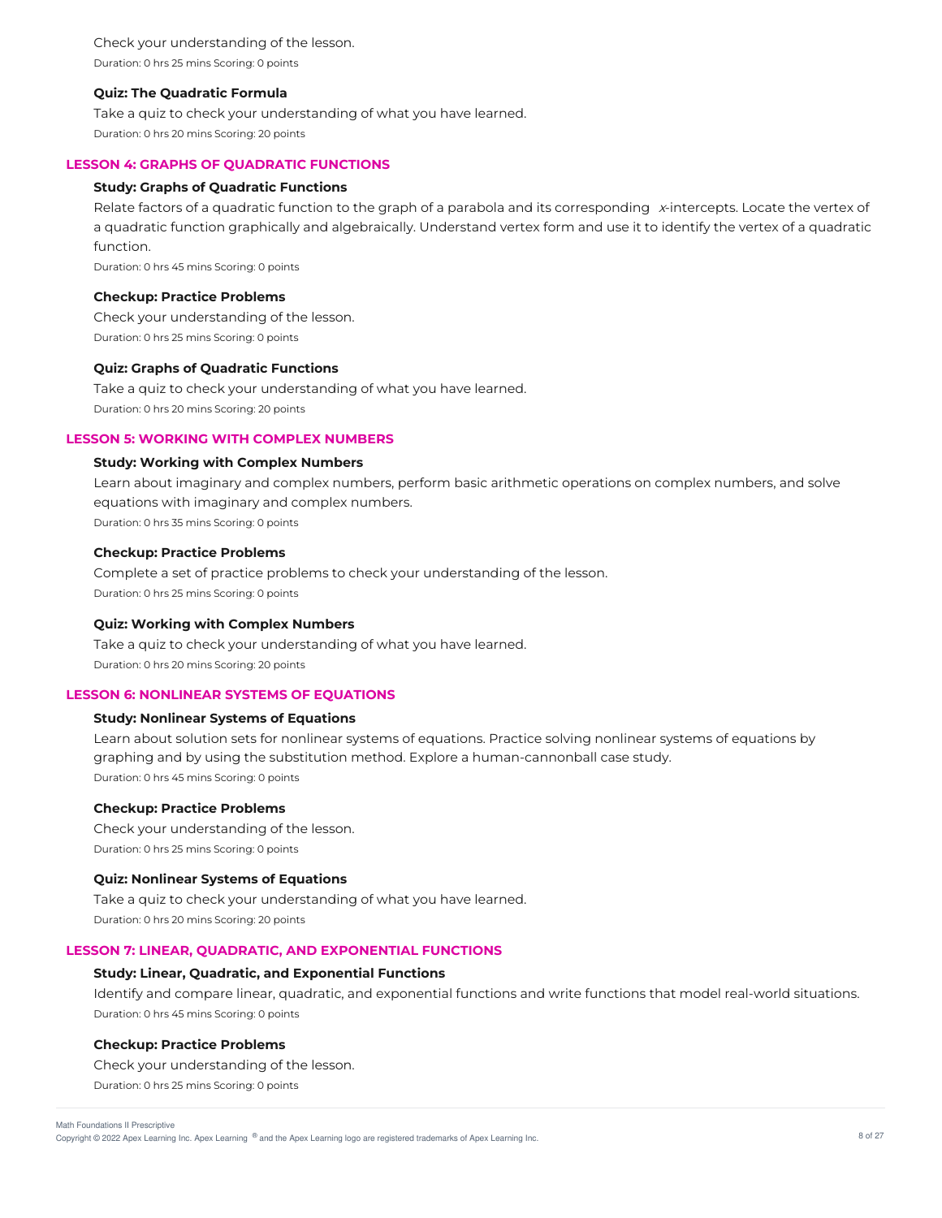Check your understanding of the lesson.

Duration: 0 hrs 25 mins Scoring: 0 points

**Quiz: The Quadratic Formula**

Take a quiz to check your understanding of what you have learned.

Duration: 0 hrs 20 mins Scoring: 20 points

## LESSON 4: GRAPHS OF QUADRATIC FUNCTIONS

**Study: Graphs of Quadratic Functions**

Relate factors of a quadratic function to the graph of a parabola and its corresponding $x$-intercepts. Locate the vertex of a quadratic function graphically and algebraically. Understand vertex form and use it to identify the vertex of a quadratic function.

Duration: 0 hrs 45 mins Scoring: 0 points

**Checkup: Practice Problems**

Check your understanding of the lesson.

Duration: 0 hrs 25 mins Scoring: 0 points

**Quiz: Graphs of Quadratic Functions**

Take a quiz to check your understanding of what you have learned.

Duration: 0 hrs 20 mins Scoring: 20 points

## LESSON 5: WORKING WITH COMPLEX NUMBERS

**Study: Working with Complex Numbers**

Learn about imaginary and complex numbers, perform basic arithmetic operations on complex numbers, and solve equations with imaginary and complex numbers.

Duration: 0 hrs 35 mins Scoring: 0 points

**Checkup: Practice Problems**

Complete a set of practice problems to check your understanding of the lesson.

Duration: 0 hrs 25 mins Scoring: 0 points

**Quiz: Working with Complex Numbers**

Take a quiz to check your understanding of what you have learned.

Duration: 0 hrs 20 mins Scoring: 20 points

## LESSON 6: NONLINEAR SYSTEMS OF EQUATIONS

**Study: Nonlinear Systems of Equations**

Learn about solution sets for nonlinear systems of equations. Practice solving nonlinear systems of equations by graphing and by using the substitution method. Explore a human-cannonball case study.

Duration: 0 hrs 45 mins Scoring: 0 points

**Checkup: Practice Problems**

Check your understanding of the lesson.

Duration: 0 hrs 25 mins Scoring: 0 points

**Quiz: Nonlinear Systems of Equations**

Take a quiz to check your understanding of what you have learned.

Duration: 0 hrs 20 mins Scoring: 20 points

## LESSON 7: LINEAR, QUADRATIC, AND EXPONENTIAL FUNCTIONS

**Study: Linear, Quadratic, and Exponential Functions**

Identify and compare linear, quadratic, and exponential functions and write functions that model real-world situations.

Duration: 0 hrs 45 mins Scoring: 0 points

**Checkup: Practice Problems**

Check your understanding of the lesson.

Duration: 0 hrs 25 mins Scoring: 0 points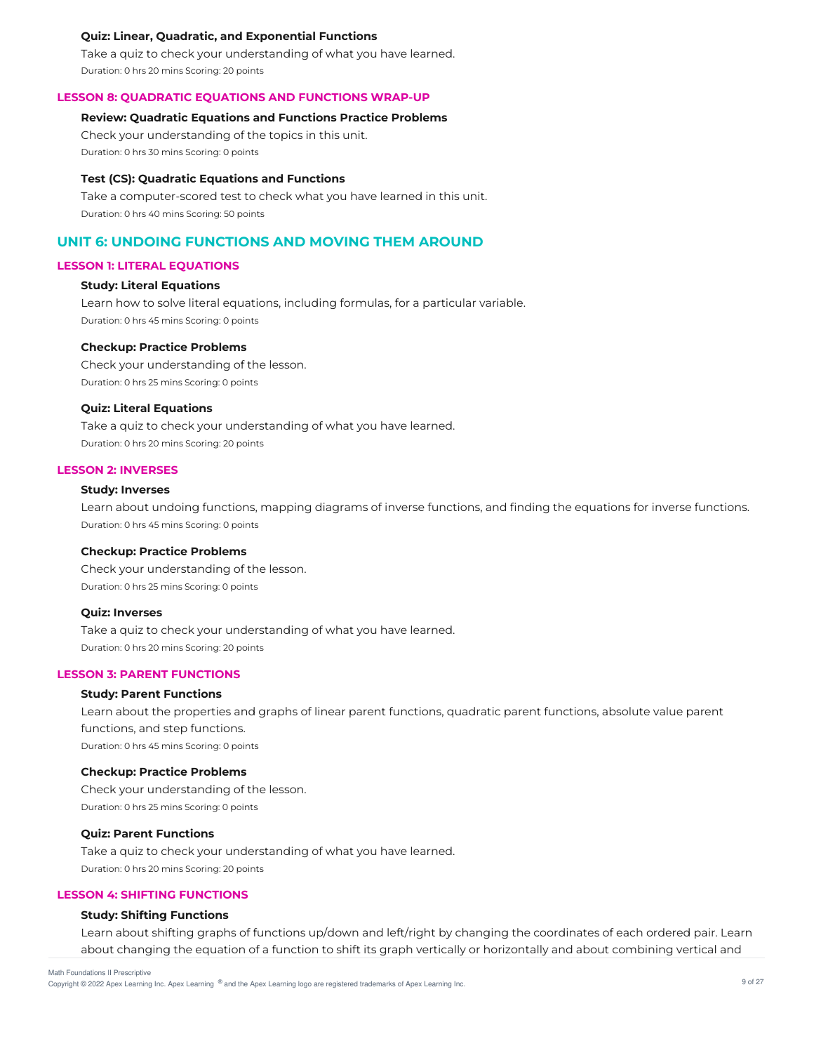**Quiz: Linear, Quadratic, and Exponential Functions**

Take a quiz to check your understanding of what you have learned.

Duration: 0 hrs 20 mins Scoring: 20 points

### LESSON 8: QUADRATIC EQUATIONS AND FUNCTIONS WRAP-UP

**Review: Quadratic Equations and Functions Practice Problems**

Check your understanding of the topics in this unit.

Duration: 0 hrs 30 mins Scoring: 0 points

**Test (CS): Quadratic Equations and Functions**

Take a computer-scored test to check what you have learned in this unit.

Duration: 0 hrs 40 mins Scoring: 50 points

## UNIT 6: UNDOING FUNCTIONS AND MOVING THEM AROUND

### LESSON 1: LITERAL EQUATIONS

**Study: Literal Equations**

Learn how to solve literal equations, including formulas, for a particular variable.

Duration: 0 hrs 45 mins Scoring: 0 points

**Checkup: Practice Problems**

Check your understanding of the lesson.

Duration: 0 hrs 25 mins Scoring: 0 points

**Quiz: Literal Equations**

Take a quiz to check your understanding of what you have learned.

Duration: 0 hrs 20 mins Scoring: 20 points

### LESSON 2: INVERSES

**Study: Inverses**

Learn about undoing functions, mapping diagrams of inverse functions, and finding the equations for inverse functions.

Duration: 0 hrs 45 mins Scoring: 0 points

**Checkup: Practice Problems**

Check your understanding of the lesson.

Duration: 0 hrs 25 mins Scoring: 0 points

**Quiz: Inverses**

Take a quiz to check your understanding of what you have learned.

Duration: 0 hrs 20 mins Scoring: 20 points

### LESSON 3: PARENT FUNCTIONS

**Study: Parent Functions**

Learn about the properties and graphs of linear parent functions, quadratic parent functions, absolute value parent functions, and step functions.

Duration: 0 hrs 45 mins Scoring: 0 points

**Checkup: Practice Problems**

Check your understanding of the lesson.

Duration: 0 hrs 25 mins Scoring: 0 points

**Quiz: Parent Functions**

Take a quiz to check your understanding of what you have learned.

Duration: 0 hrs 20 mins Scoring: 20 points

### LESSON 4: SHIFTING FUNCTIONS

**Study: Shifting Functions**

Learn about shifting graphs of functions up/down and left/right by changing the coordinates of each ordered pair. Learn about changing the equation of a function to shift its graph vertically or horizontally and about combining vertical and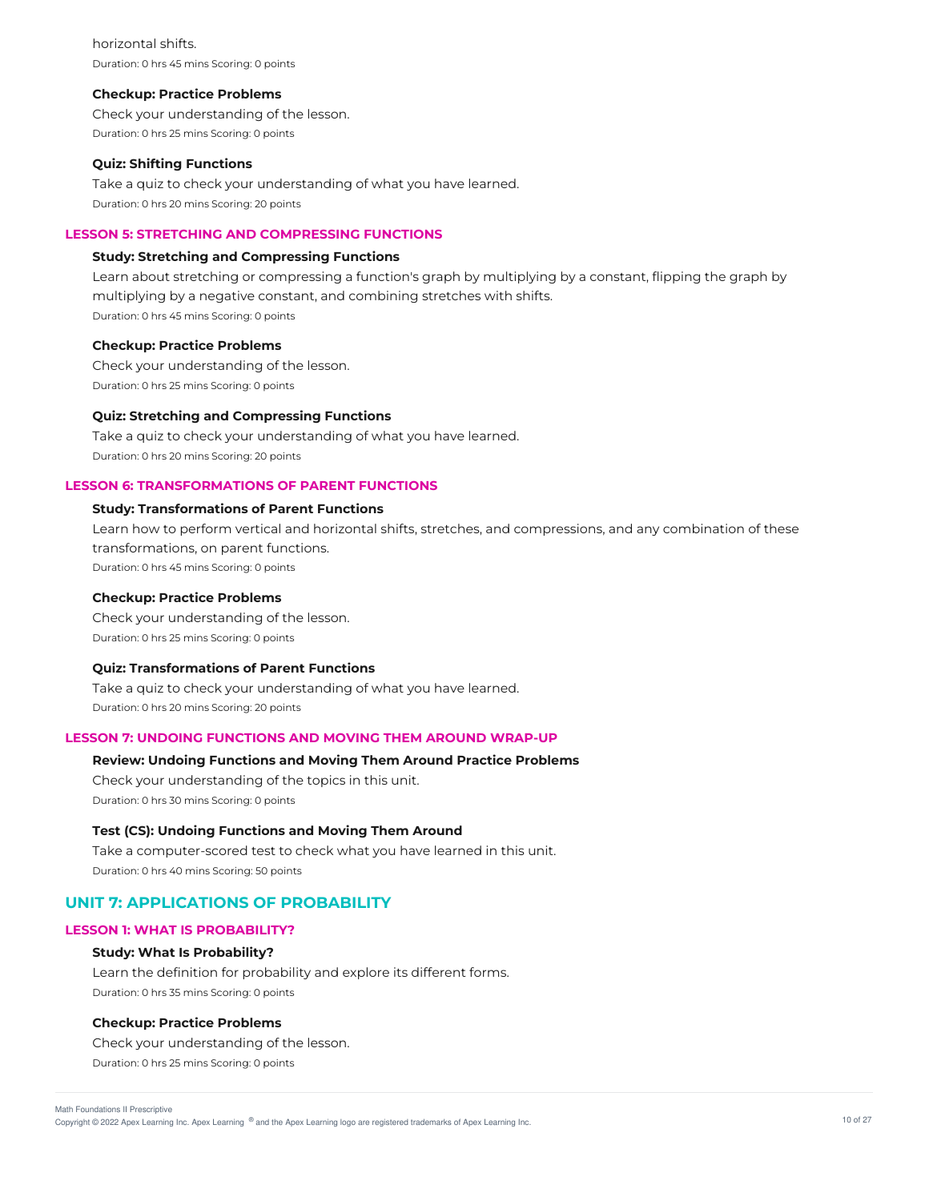horizontal shifts.

Duration: 0 hrs 45 mins Scoring: 0 points

**Checkup: Practice Problems**

Check your understanding of the lesson.

Duration: 0 hrs 25 mins Scoring: 0 points

**Quiz: Shifting Functions**

Take a quiz to check your understanding of what you have learned.

Duration: 0 hrs 20 mins Scoring: 20 points

### LESSON 5: STRETCHING AND COMPRESSING FUNCTIONS

**Study: Stretching and Compressing Functions**

Learn about stretching or compressing a function's graph by multiplying by a constant, flipping the graph by multiplying by a negative constant, and combining stretches with shifts.

Duration: 0 hrs 45 mins Scoring: 0 points

**Checkup: Practice Problems**

Check your understanding of the lesson.

Duration: 0 hrs 25 mins Scoring: 0 points

**Quiz: Stretching and Compressing Functions**

Take a quiz to check your understanding of what you have learned.

Duration: 0 hrs 20 mins Scoring: 20 points

### LESSON 6: TRANSFORMATIONS OF PARENT FUNCTIONS

**Study: Transformations of Parent Functions**

Learn how to perform vertical and horizontal shifts, stretches, and compressions, and any combination of these transformations, on parent functions.

Duration: 0 hrs 45 mins Scoring: 0 points

**Checkup: Practice Problems**

Check your understanding of the lesson.

Duration: 0 hrs 25 mins Scoring: 0 points

**Quiz: Transformations of Parent Functions**

Take a quiz to check your understanding of what you have learned.

Duration: 0 hrs 20 mins Scoring: 20 points

### LESSON 7: UNDOING FUNCTIONS AND MOVING THEM AROUND WRAP-UP

**Review: Undoing Functions and Moving Them Around Practice Problems**

Check your understanding of the topics in this unit.

Duration: 0 hrs 30 mins Scoring: 0 points

**Test (CS): Undoing Functions and Moving Them Around**

Take a computer-scored test to check what you have learned in this unit.

Duration: 0 hrs 40 mins Scoring: 50 points

## UNIT 7: APPLICATIONS OF PROBABILITY

### LESSON 1: WHAT IS PROBABILITY?

**Study: What Is Probability?**

Learn the definition for probability and explore its different forms.

Duration: 0 hrs 35 mins Scoring: 0 points

**Checkup: Practice Problems**

Check your understanding of the lesson.

Duration: 0 hrs 25 mins Scoring: 0 points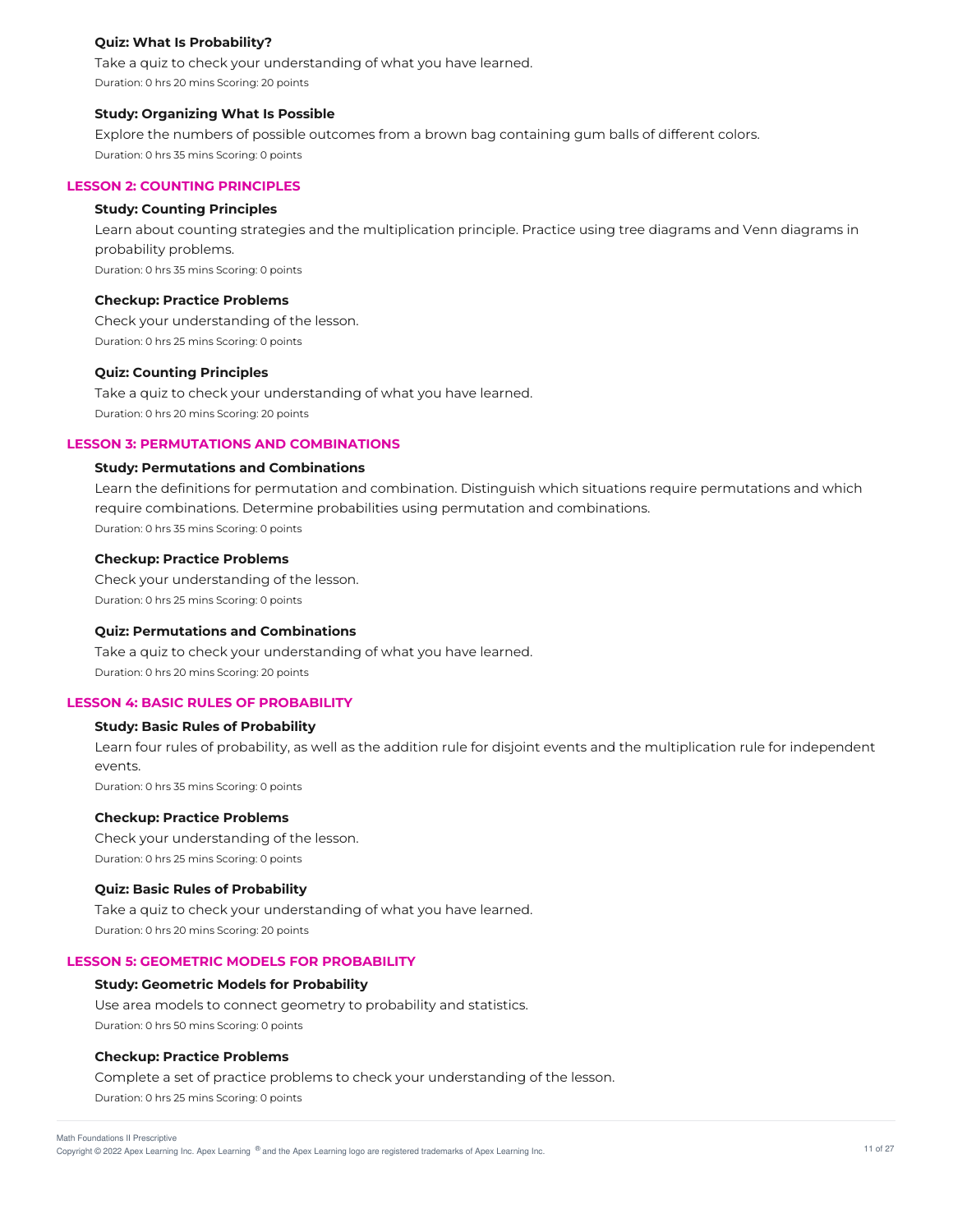#### Quiz: What Is Probability?

Take a quiz to check your understanding of what you have learned.

Duration: 0 hrs 20 mins Scoring: 20 points

#### Study: Organizing What Is Possible

Explore the numbers of possible outcomes from a brown bag containing gum balls of different colors.

Duration: 0 hrs 35 mins Scoring: 0 points

### LESSON 2: COUNTING PRINCIPLES

#### Study: Counting Principles

Learn about counting strategies and the multiplication principle. Practice using tree diagrams and Venn diagrams in probability problems.

Duration: 0 hrs 35 mins Scoring: 0 points

#### Checkup: Practice Problems

Check your understanding of the lesson.

Duration: 0 hrs 25 mins Scoring: 0 points

#### Quiz: Counting Principles

Take a quiz to check your understanding of what you have learned.

Duration: 0 hrs 20 mins Scoring: 20 points

### LESSON 3: PERMUTATIONS AND COMBINATIONS

#### Study: Permutations and Combinations

Learn the definitions for permutation and combination. Distinguish which situations require permutations and which require combinations. Determine probabilities using permutation and combinations.

Duration: 0 hrs 35 mins Scoring: 0 points

#### Checkup: Practice Problems

Check your understanding of the lesson.

Duration: 0 hrs 25 mins Scoring: 0 points

#### Quiz: Permutations and Combinations

Take a quiz to check your understanding of what you have learned.

Duration: 0 hrs 20 mins Scoring: 20 points

### LESSON 4: BASIC RULES OF PROBABILITY

#### Study: Basic Rules of Probability

Learn four rules of probability, as well as the addition rule for disjoint events and the multiplication rule for independent events.

Duration: 0 hrs 35 mins Scoring: 0 points

#### Checkup: Practice Problems

Check your understanding of the lesson.

Duration: 0 hrs 25 mins Scoring: 0 points

#### Quiz: Basic Rules of Probability

Take a quiz to check your understanding of what you have learned.

Duration: 0 hrs 20 mins Scoring: 20 points

### LESSON 5: GEOMETRIC MODELS FOR PROBABILITY

#### Study: Geometric Models for Probability

Use area models to connect geometry to probability and statistics.

Duration: 0 hrs 50 mins Scoring: 0 points

#### Checkup: Practice Problems

Complete a set of practice problems to check your understanding of the lesson.

Duration: 0 hrs 25 mins Scoring: 0 points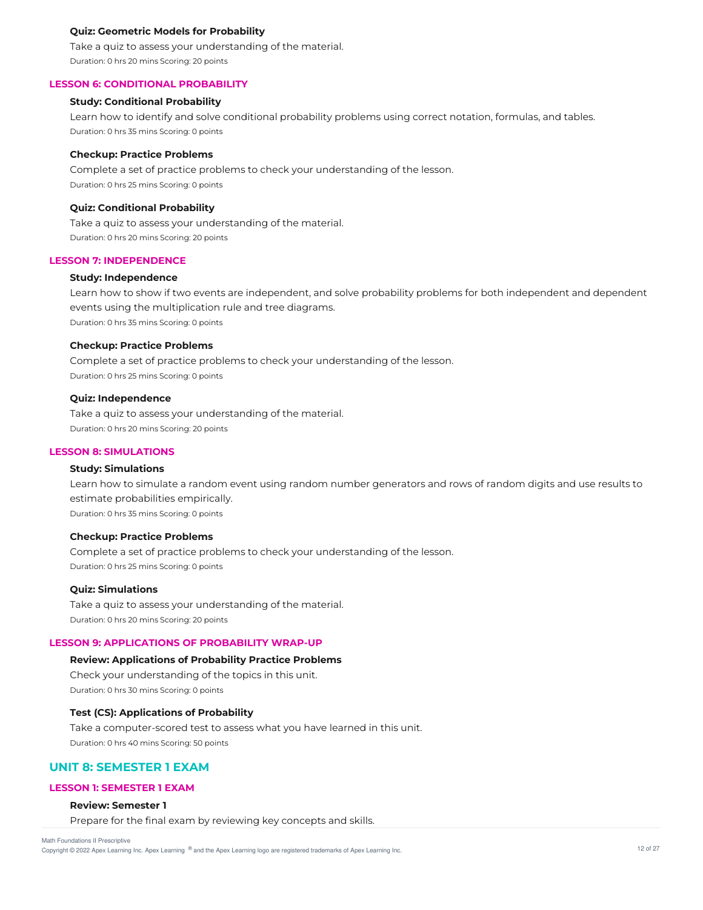#### Quiz: Geometric Models for Probability

Take a quiz to assess your understanding of the material.

Duration: 0 hrs 20 mins Scoring: 20 points

### LESSON 6: CONDITIONAL PROBABILITY

#### Study: Conditional Probability

Learn how to identify and solve conditional probability problems using correct notation, formulas, and tables.

Duration: 0 hrs 35 mins Scoring: 0 points

#### Checkup: Practice Problems

Complete a set of practice problems to check your understanding of the lesson.

Duration: 0 hrs 25 mins Scoring: 0 points

#### Quiz: Conditional Probability

Take a quiz to assess your understanding of the material.

Duration: 0 hrs 20 mins Scoring: 20 points

### LESSON 7: INDEPENDENCE

#### Study: Independence

Learn how to show if two events are independent, and solve probability problems for both independent and dependent events using the multiplication rule and tree diagrams.

Duration: 0 hrs 35 mins Scoring: 0 points

#### Checkup: Practice Problems

Complete a set of practice problems to check your understanding of the lesson.

Duration: 0 hrs 25 mins Scoring: 0 points

#### Quiz: Independence

Take a quiz to assess your understanding of the material.

Duration: 0 hrs 20 mins Scoring: 20 points

### LESSON 8: SIMULATIONS

#### Study: Simulations

Learn how to simulate a random event using random number generators and rows of random digits and use results to estimate probabilities empirically.

Duration: 0 hrs 35 mins Scoring: 0 points

#### Checkup: Practice Problems

Complete a set of practice problems to check your understanding of the lesson.

Duration: 0 hrs 25 mins Scoring: 0 points

#### Quiz: Simulations

Take a quiz to assess your understanding of the material.

Duration: 0 hrs 20 mins Scoring: 20 points

### LESSON 9: APPLICATIONS OF PROBABILITY WRAP-UP

#### Review: Applications of Probability Practice Problems

Check your understanding of the topics in this unit.

Duration: 0 hrs 30 mins Scoring: 0 points

#### Test (CS): Applications of Probability

Take a computer-scored test to assess what you have learned in this unit.

Duration: 0 hrs 40 mins Scoring: 50 points

## UNIT 8: SEMESTER 1 EXAM

### LESSON 1: SEMESTER 1 EXAM

#### Review: Semester 1

Prepare for the final exam by reviewing key concepts and skills.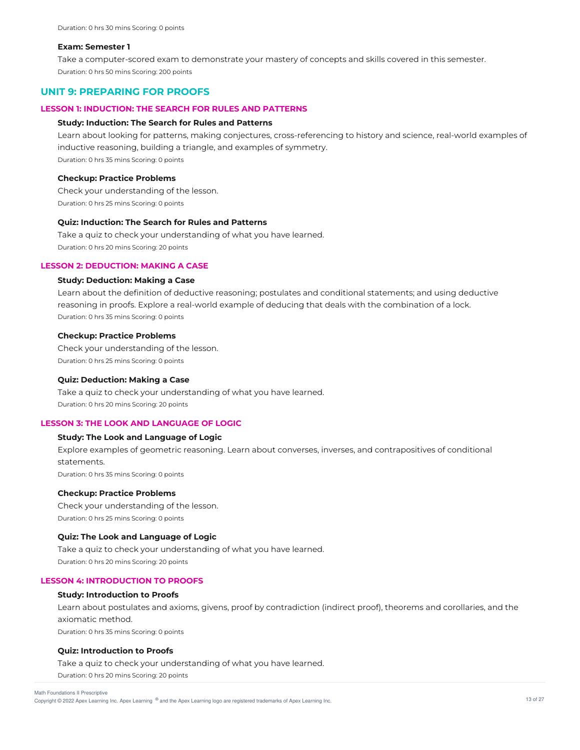Duration: 0 hrs 30 mins Scoring: 0 points

**Exam: Semester 1**

Take a computer-scored exam to demonstrate your mastery of concepts and skills covered in this semester.

Duration: 0 hrs 50 mins Scoring: 200 points

## UNIT 9: PREPARING FOR PROOFS

### LESSON 1: INDUCTION: THE SEARCH FOR RULES AND PATTERNS

**Study: Induction: The Search for Rules and Patterns**

Learn about looking for patterns, making conjectures, cross-referencing to history and science, real-world examples of inductive reasoning, building a triangle, and examples of symmetry.

Duration: 0 hrs 35 mins Scoring: 0 points

**Checkup: Practice Problems**

Check your understanding of the lesson.

Duration: 0 hrs 25 mins Scoring: 0 points

**Quiz: Induction: The Search for Rules and Patterns**

Take a quiz to check your understanding of what you have learned.

Duration: 0 hrs 20 mins Scoring: 20 points

### LESSON 2: DEDUCTION: MAKING A CASE

**Study: Deduction: Making a Case**

Learn about the definition of deductive reasoning; postulates and conditional statements; and using deductive reasoning in proofs. Explore a real-world example of deducing that deals with the combination of a lock.

Duration: 0 hrs 35 mins Scoring: 0 points

**Checkup: Practice Problems**

Check your understanding of the lesson.

Duration: 0 hrs 25 mins Scoring: 0 points

**Quiz: Deduction: Making a Case**

Take a quiz to check your understanding of what you have learned.

Duration: 0 hrs 20 mins Scoring: 20 points

### LESSON 3: THE LOOK AND LANGUAGE OF LOGIC

**Study: The Look and Language of Logic**

Explore examples of geometric reasoning. Learn about converses, inverses, and contrapositives of conditional statements.

Duration: 0 hrs 35 mins Scoring: 0 points

**Checkup: Practice Problems**

Check your understanding of the lesson.

Duration: 0 hrs 25 mins Scoring: 0 points

**Quiz: The Look and Language of Logic**

Take a quiz to check your understanding of what you have learned.

Duration: 0 hrs 20 mins Scoring: 20 points

### LESSON 4: INTRODUCTION TO PROOFS

**Study: Introduction to Proofs**

Learn about postulates and axioms, givens, proof by contradiction (indirect proof), theorems and corollaries, and the axiomatic method.

Duration: 0 hrs 35 mins Scoring: 0 points

**Quiz: Introduction to Proofs**

Take a quiz to check your understanding of what you have learned.

Duration: 0 hrs 20 mins Scoring: 20 points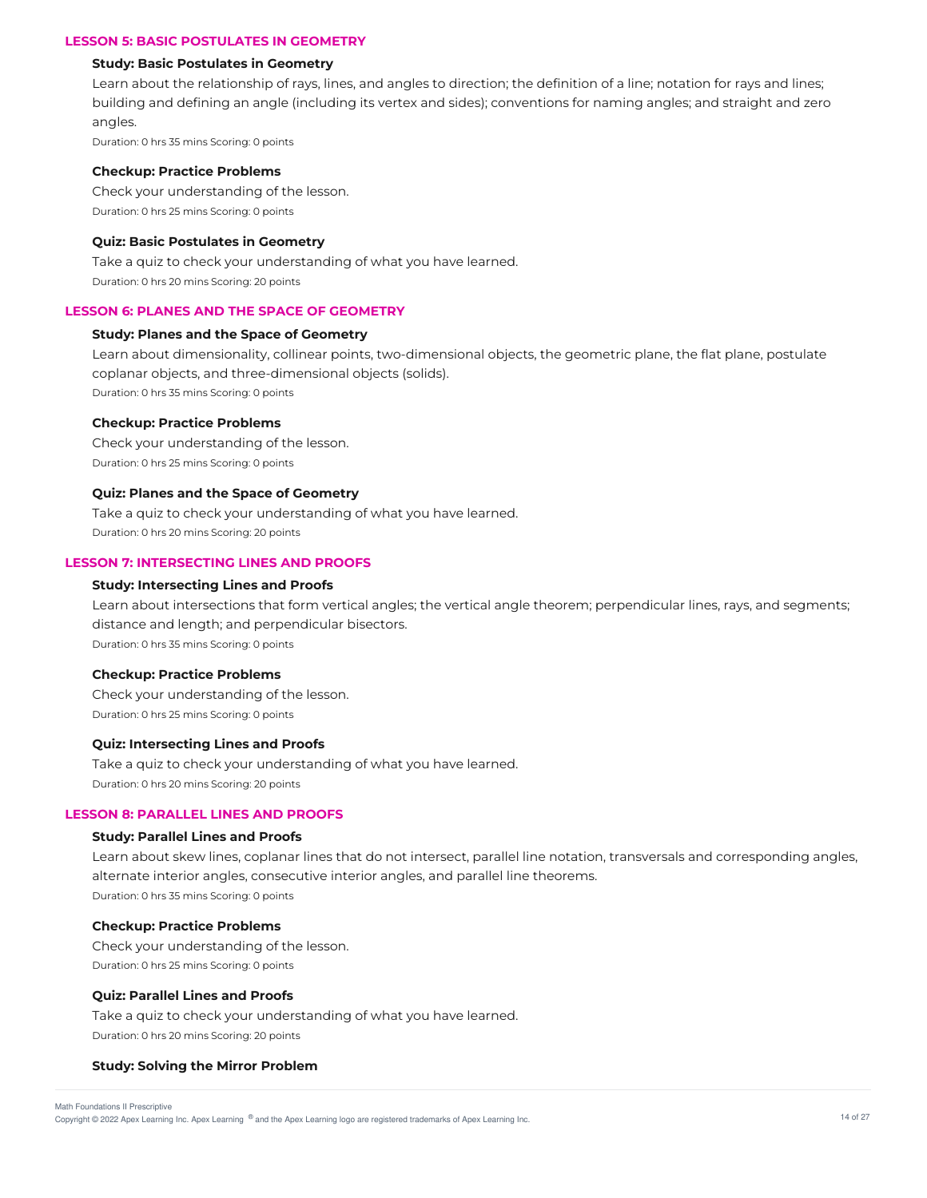## LESSON 5: BASIC POSTULATES IN GEOMETRY

### Study: Basic Postulates in Geometry

Learn about the relationship of rays, lines, and angles to direction; the definition of a line; notation for rays and lines; building and defining an angle (including its vertex and sides); conventions for naming angles; and straight and zero angles.

Duration: 0 hrs 35 mins Scoring: 0 points

### Checkup: Practice Problems

Check your understanding of the lesson.

Duration: 0 hrs 25 mins Scoring: 0 points

### Quiz: Basic Postulates in Geometry

Take a quiz to check your understanding of what you have learned.

Duration: 0 hrs 20 mins Scoring: 20 points

## LESSON 6: PLANES AND THE SPACE OF GEOMETRY

### Study: Planes and the Space of Geometry

Learn about dimensionality, collinear points, two-dimensional objects, the geometric plane, the flat plane, postulate coplanar objects, and three-dimensional objects (solids).

Duration: 0 hrs 35 mins Scoring: 0 points

### Checkup: Practice Problems

Check your understanding of the lesson.

Duration: 0 hrs 25 mins Scoring: 0 points

### Quiz: Planes and the Space of Geometry

Take a quiz to check your understanding of what you have learned.

Duration: 0 hrs 20 mins Scoring: 20 points

## LESSON 7: INTERSECTING LINES AND PROOFS

### Study: Intersecting Lines and Proofs

Learn about intersections that form vertical angles; the vertical angle theorem; perpendicular lines, rays, and segments; distance and length; and perpendicular bisectors.

Duration: 0 hrs 35 mins Scoring: 0 points

### Checkup: Practice Problems

Check your understanding of the lesson.

Duration: 0 hrs 25 mins Scoring: 0 points

### Quiz: Intersecting Lines and Proofs

Take a quiz to check your understanding of what you have learned.

Duration: 0 hrs 20 mins Scoring: 20 points

## LESSON 8: PARALLEL LINES AND PROOFS

### Study: Parallel Lines and Proofs

Learn about skew lines, coplanar lines that do not intersect, parallel line notation, transversals and corresponding angles, alternate interior angles, consecutive interior angles, and parallel line theorems.

Duration: 0 hrs 35 mins Scoring: 0 points

### Checkup: Practice Problems

Check your understanding of the lesson.

Duration: 0 hrs 25 mins Scoring: 0 points

### Quiz: Parallel Lines and Proofs

Take a quiz to check your understanding of what you have learned.

Duration: 0 hrs 20 mins Scoring: 20 points

### Study: Solving the Mirror Problem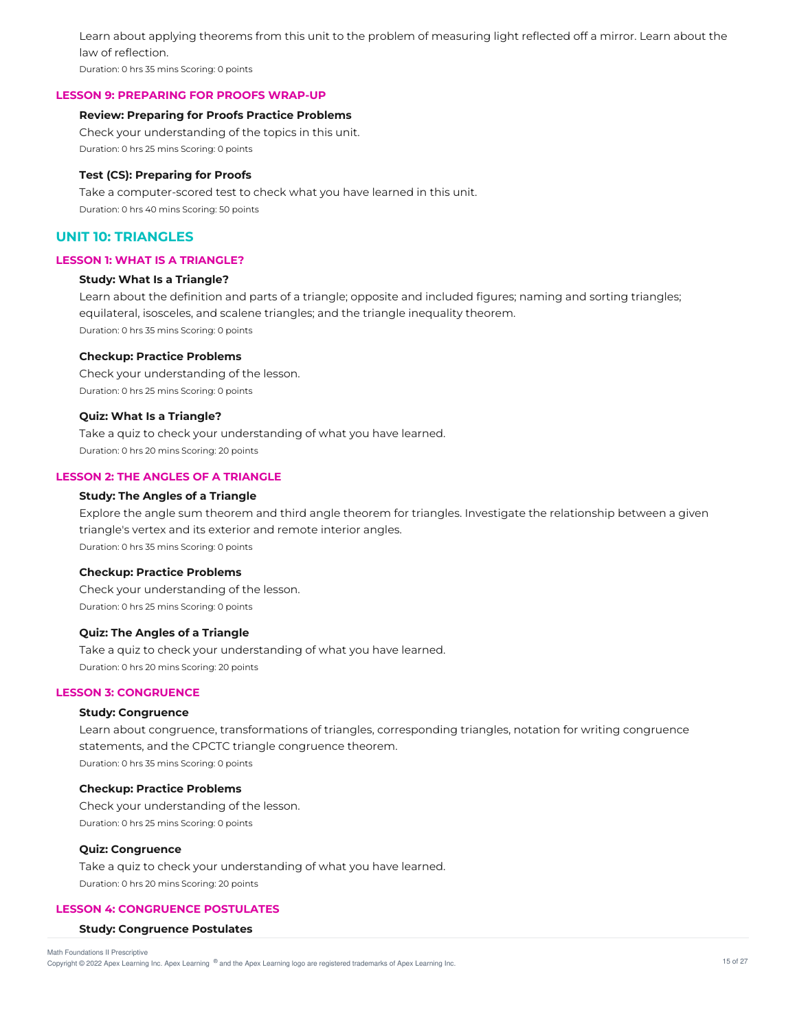Learn about applying theorems from this unit to the problem of measuring light reflected off a mirror. Learn about the law of reflection.

Duration: 0 hrs 35 mins Scoring: 0 points

### LESSON 9: PREPARING FOR PROOFS WRAP-UP

**Review: Preparing for Proofs Practice Problems**

Check your understanding of the topics in this unit.

Duration: 0 hrs 25 mins Scoring: 0 points

**Test (CS): Preparing for Proofs**

Take a computer-scored test to check what you have learned in this unit.

Duration: 0 hrs 40 mins Scoring: 50 points

## UNIT 10: TRIANGLES

### LESSON 1: WHAT IS A TRIANGLE?

**Study: What Is a Triangle?**

Learn about the definition and parts of a triangle; opposite and included figures; naming and sorting triangles; equilateral, isosceles, and scalene triangles; and the triangle inequality theorem.

Duration: 0 hrs 35 mins Scoring: 0 points

**Checkup: Practice Problems**

Check your understanding of the lesson.

Duration: 0 hrs 25 mins Scoring: 0 points

**Quiz: What Is a Triangle?**

Take a quiz to check your understanding of what you have learned.

Duration: 0 hrs 20 mins Scoring: 20 points

### LESSON 2: THE ANGLES OF A TRIANGLE

**Study: The Angles of a Triangle**

Explore the angle sum theorem and third angle theorem for triangles. Investigate the relationship between a given triangle's vertex and its exterior and remote interior angles.

Duration: 0 hrs 35 mins Scoring: 0 points

**Checkup: Practice Problems**

Check your understanding of the lesson.

Duration: 0 hrs 25 mins Scoring: 0 points

**Quiz: The Angles of a Triangle**

Take a quiz to check your understanding of what you have learned.

Duration: 0 hrs 20 mins Scoring: 20 points

### LESSON 3: CONGRUENCE

**Study: Congruence**

Learn about congruence, transformations of triangles, corresponding triangles, notation for writing congruence statements, and the CPCTC triangle congruence theorem.

Duration: 0 hrs 35 mins Scoring: 0 points

**Checkup: Practice Problems**

Check your understanding of the lesson.

Duration: 0 hrs 25 mins Scoring: 0 points

**Quiz: Congruence**

Take a quiz to check your understanding of what you have learned.

Duration: 0 hrs 20 mins Scoring: 20 points

### LESSON 4: CONGRUENCE POSTULATES

**Study: Congruence Postulates**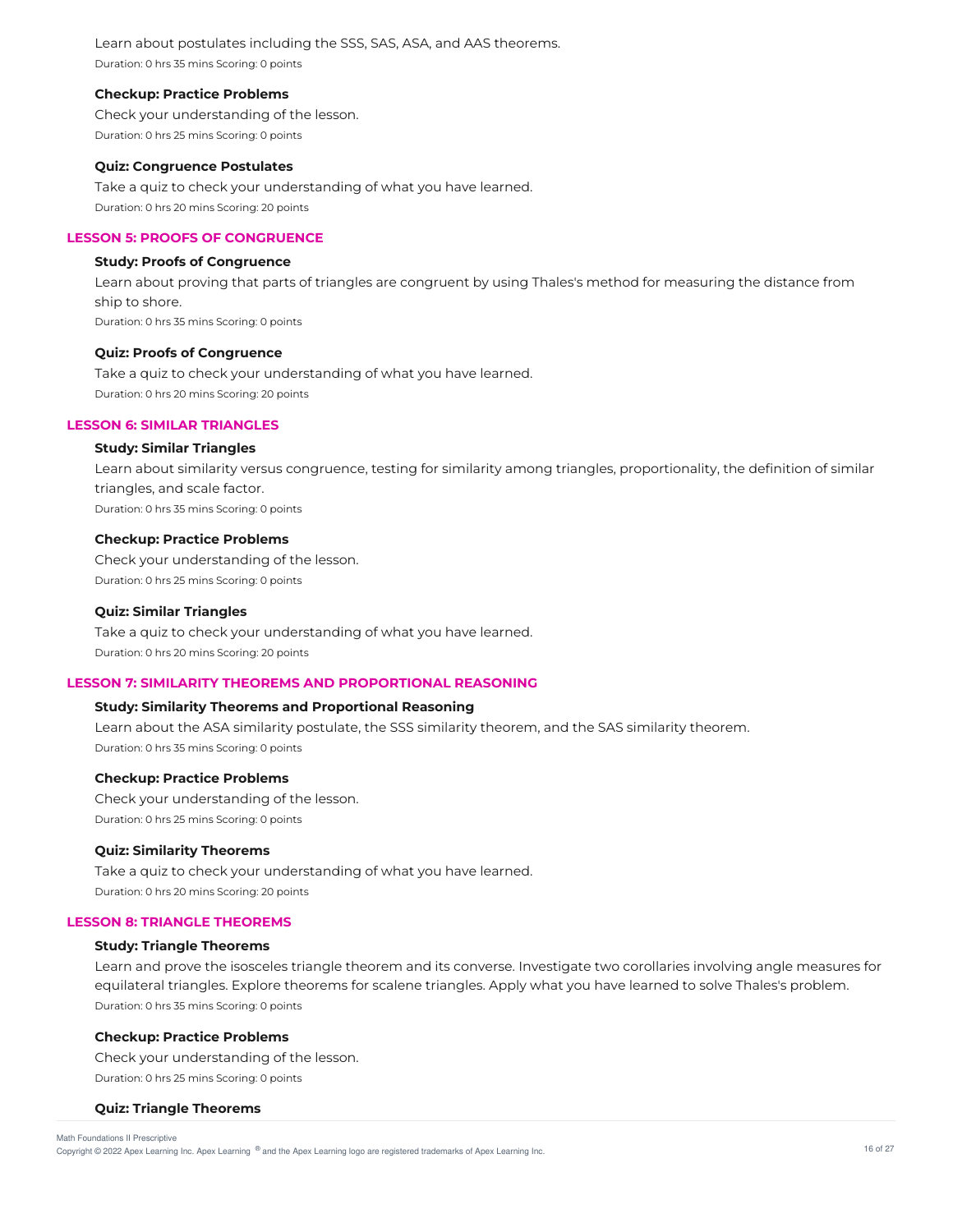Learn about postulates including the SSS, SAS, ASA, and AAS theorems.

Duration: 0 hrs 35 mins Scoring: 0 points

**Checkup: Practice Problems**

Check your understanding of the lesson.

Duration: 0 hrs 25 mins Scoring: 0 points

**Quiz: Congruence Postulates**

Take a quiz to check your understanding of what you have learned.

Duration: 0 hrs 20 mins Scoring: 20 points

## LESSON 5: PROOFS OF CONGRUENCE

**Study: Proofs of Congruence**

Learn about proving that parts of triangles are congruent by using Thales's method for measuring the distance from ship to shore.

Duration: 0 hrs 35 mins Scoring: 0 points

**Quiz: Proofs of Congruence**

Take a quiz to check your understanding of what you have learned.

Duration: 0 hrs 20 mins Scoring: 20 points

## LESSON 6: SIMILAR TRIANGLES

**Study: Similar Triangles**

Learn about similarity versus congruence, testing for similarity among triangles, proportionality, the definition of similar triangles, and scale factor.

Duration: 0 hrs 35 mins Scoring: 0 points

**Checkup: Practice Problems**

Check your understanding of the lesson.

Duration: 0 hrs 25 mins Scoring: 0 points

**Quiz: Similar Triangles**

Take a quiz to check your understanding of what you have learned.

Duration: 0 hrs 20 mins Scoring: 20 points

## LESSON 7: SIMILARITY THEOREMS AND PROPORTIONAL REASONING

**Study: Similarity Theorems and Proportional Reasoning**

Learn about the ASA similarity postulate, the SSS similarity theorem, and the SAS similarity theorem.

Duration: 0 hrs 35 mins Scoring: 0 points

**Checkup: Practice Problems**

Check your understanding of the lesson.

Duration: 0 hrs 25 mins Scoring: 0 points

**Quiz: Similarity Theorems**

Take a quiz to check your understanding of what you have learned.

Duration: 0 hrs 20 mins Scoring: 20 points

## LESSON 8: TRIANGLE THEOREMS

**Study: Triangle Theorems**

Learn and prove the isosceles triangle theorem and its converse. Investigate two corollaries involving angle measures for equilateral triangles. Explore theorems for scalene triangles. Apply what you have learned to solve Thales's problem.

Duration: 0 hrs 35 mins Scoring: 0 points

**Checkup: Practice Problems**

Check your understanding of the lesson.

Duration: 0 hrs 25 mins Scoring: 0 points

**Quiz: Triangle Theorems**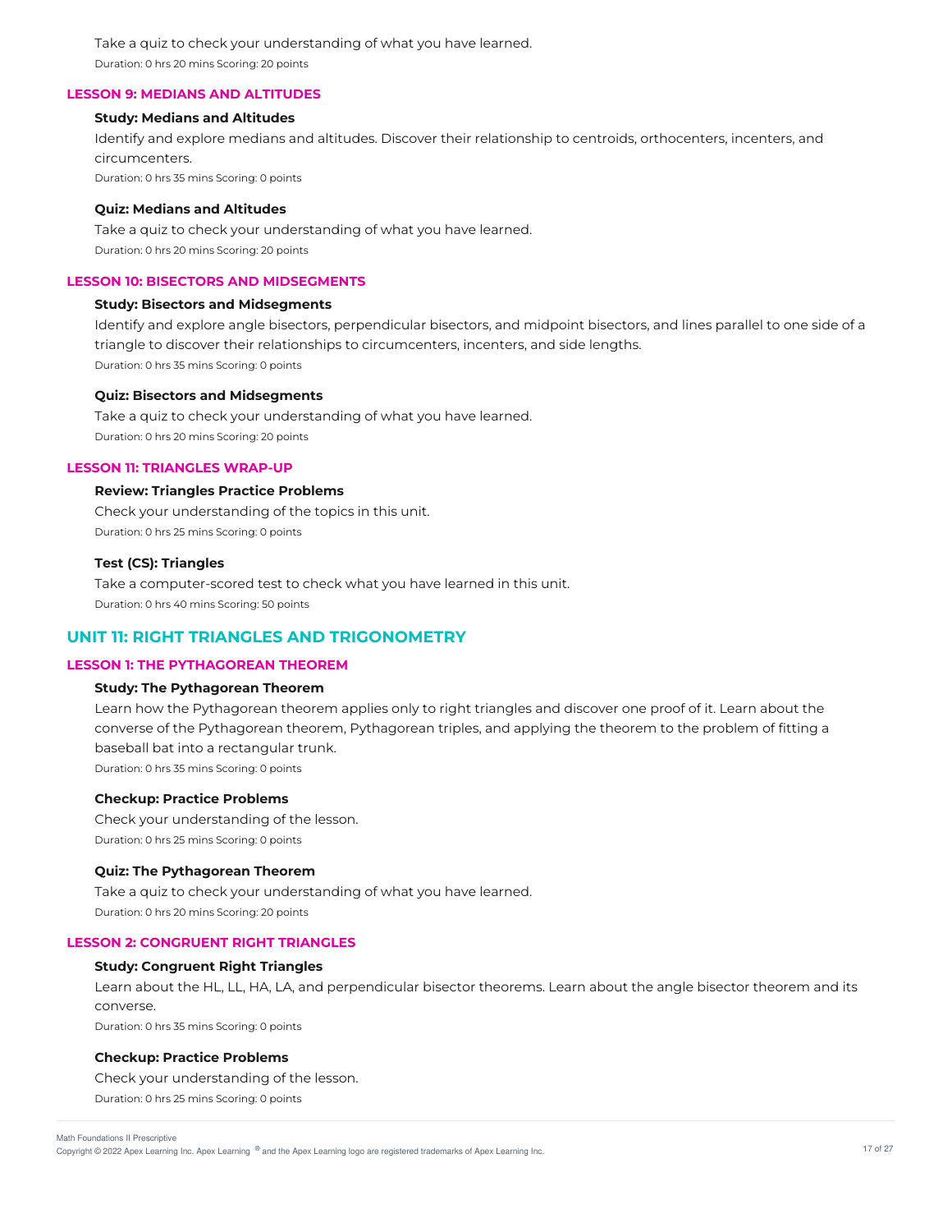Take a quiz to check your understanding of what you have learned.

Duration: 0 hrs 20 mins Scoring: 20 points

### LESSON 9: MEDIANS AND ALTITUDES

**Study: Medians and Altitudes**

Identify and explore medians and altitudes. Discover their relationship to centroids, orthocenters, incenters, and circumcenters.

Duration: 0 hrs 35 mins Scoring: 0 points

**Quiz: Medians and Altitudes**

Take a quiz to check your understanding of what you have learned.

Duration: 0 hrs 20 mins Scoring: 20 points

### LESSON 10: BISECTORS AND MIDSEGMENTS

**Study: Bisectors and Midsegments**

Identify and explore angle bisectors, perpendicular bisectors, and midpoint bisectors, and lines parallel to one side of a triangle to discover their relationships to circumcenters, incenters, and side lengths.

Duration: 0 hrs 35 mins Scoring: 0 points

**Quiz: Bisectors and Midsegments**

Take a quiz to check your understanding of what you have learned.

Duration: 0 hrs 20 mins Scoring: 20 points

### LESSON 11: TRIANGLES WRAP-UP

**Review: Triangles Practice Problems**

Check your understanding of the topics in this unit.

Duration: 0 hrs 25 mins Scoring: 0 points

**Test (CS): Triangles**

Take a computer-scored test to check what you have learned in this unit.

Duration: 0 hrs 40 mins Scoring: 50 points

## UNIT 11: RIGHT TRIANGLES AND TRIGONOMETRY

### LESSON 1: THE PYTHAGOREAN THEOREM

**Study: The Pythagorean Theorem**

Learn how the Pythagorean theorem applies only to right triangles and discover one proof of it. Learn about the converse of the Pythagorean theorem, Pythagorean triples, and applying the theorem to the problem of fitting a baseball bat into a rectangular trunk.

Duration: 0 hrs 35 mins Scoring: 0 points

**Checkup: Practice Problems**

Check your understanding of the lesson.

Duration: 0 hrs 25 mins Scoring: 0 points

**Quiz: The Pythagorean Theorem**

Take a quiz to check your understanding of what you have learned.

Duration: 0 hrs 20 mins Scoring: 20 points

### LESSON 2: CONGRUENT RIGHT TRIANGLES

**Study: Congruent Right Triangles**

Learn about the HL, LL, HA, LA, and perpendicular bisector theorems. Learn about the angle bisector theorem and its converse.

Duration: 0 hrs 35 mins Scoring: 0 points

**Checkup: Practice Problems**

Check your understanding of the lesson.

Duration: 0 hrs 25 mins Scoring: 0 points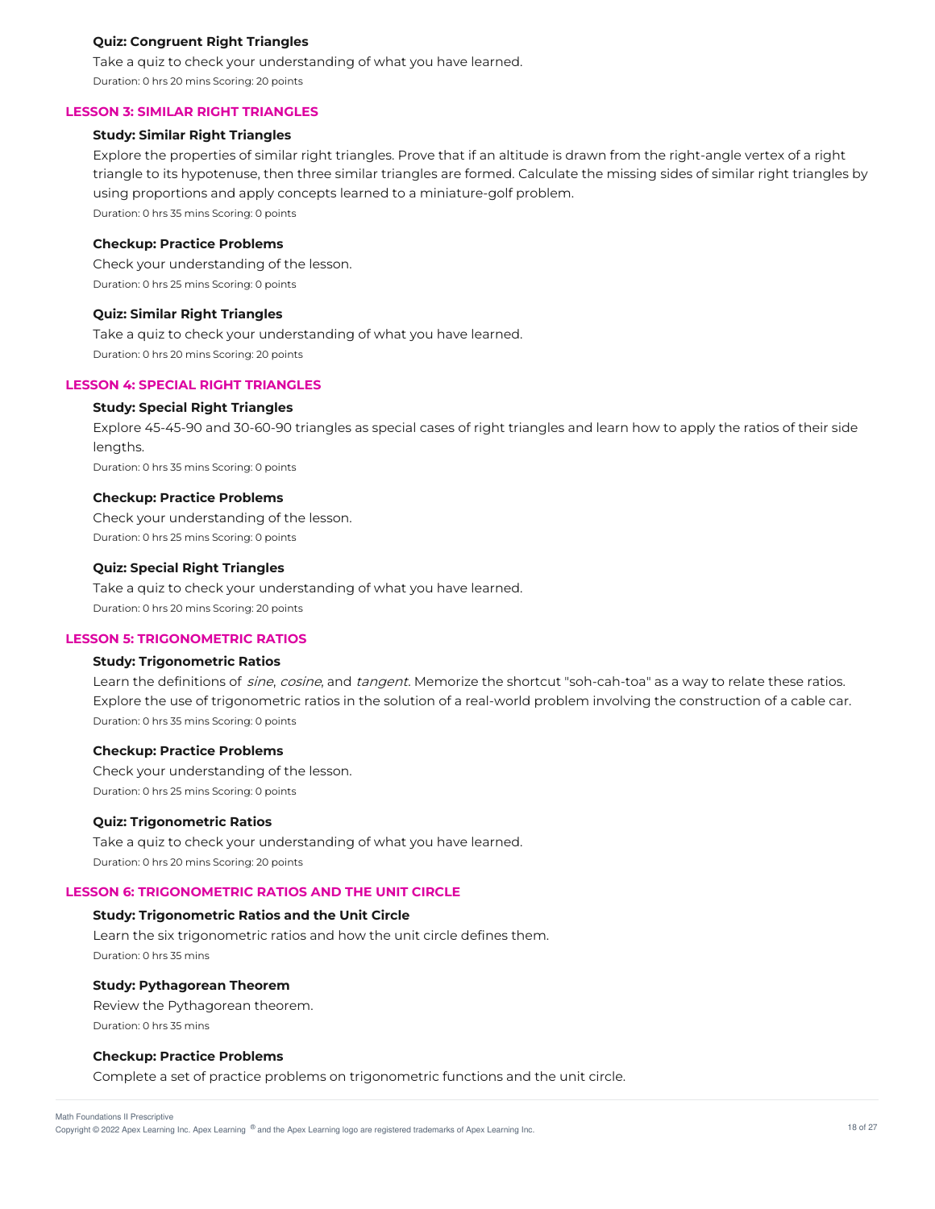**Quiz: Congruent Right Triangles**

Take a quiz to check your understanding of what you have learned.

Duration: 0 hrs 20 mins Scoring: 20 points

## LESSON 3: SIMILAR RIGHT TRIANGLES

**Study: Similar Right Triangles**

Explore the properties of similar right triangles. Prove that if an altitude is drawn from the right-angle vertex of a right triangle to its hypotenuse, then three similar triangles are formed. Calculate the missing sides of similar right triangles by using proportions and apply concepts learned to a miniature-golf problem.

Duration: 0 hrs 35 mins Scoring: 0 points

**Checkup: Practice Problems**

Check your understanding of the lesson.

Duration: 0 hrs 25 mins Scoring: 0 points

**Quiz: Similar Right Triangles**

Take a quiz to check your understanding of what you have learned.

Duration: 0 hrs 20 mins Scoring: 20 points

## LESSON 4: SPECIAL RIGHT TRIANGLES

**Study: Special Right Triangles**

Explore 45-45-90 and 30-60-90 triangles as special cases of right triangles and learn how to apply the ratios of their side lengths.

Duration: 0 hrs 35 mins Scoring: 0 points

**Checkup: Practice Problems**

Check your understanding of the lesson.

Duration: 0 hrs 25 mins Scoring: 0 points

**Quiz: Special Right Triangles**

Take a quiz to check your understanding of what you have learned.

Duration: 0 hrs 20 mins Scoring: 20 points

## LESSON 5: TRIGONOMETRIC RATIOS

**Study: Trigonometric Ratios**

Learn the definitions of *sine*, *cosine*, and *tangent*. Memorize the shortcut "soh-cah-toa" as a way to relate these ratios. Explore the use of trigonometric ratios in the solution of a real-world problem involving the construction of a cable car.

Duration: 0 hrs 35 mins Scoring: 0 points

**Checkup: Practice Problems**

Check your understanding of the lesson.

Duration: 0 hrs 25 mins Scoring: 0 points

**Quiz: Trigonometric Ratios**

Take a quiz to check your understanding of what you have learned.

Duration: 0 hrs 20 mins Scoring: 20 points

## LESSON 6: TRIGONOMETRIC RATIOS AND THE UNIT CIRCLE

**Study: Trigonometric Ratios and the Unit Circle**

Learn the six trigonometric ratios and how the unit circle defines them.

Duration: 0 hrs 35 mins

**Study: Pythagorean Theorem**

Review the Pythagorean theorem.

Duration: 0 hrs 35 mins

**Checkup: Practice Problems**

Complete a set of practice problems on trigonometric functions and the unit circle.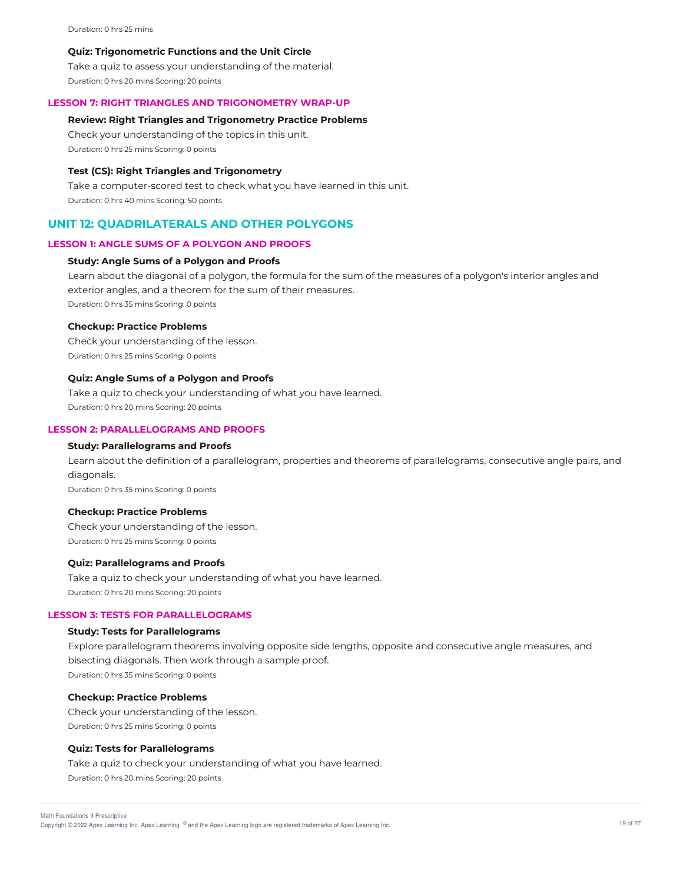Duration: 0 hrs 25 mins

**Quiz: Trigonometric Functions and the Unit Circle**

Take a quiz to assess your understanding of the material.

Duration: 0 hrs 20 mins Scoring: 20 points

### LESSON 7: RIGHT TRIANGLES AND TRIGONOMETRY WRAP-UP

**Review: Right Triangles and Trigonometry Practice Problems**

Check your understanding of the topics in this unit.

Duration: 0 hrs 25 mins Scoring: 0 points

**Test (CS): Right Triangles and Trigonometry**

Take a computer-scored test to check what you have learned in this unit.

Duration: 0 hrs 40 mins Scoring: 50 points

## UNIT 12: QUADRILATERALS AND OTHER POLYGONS

### LESSON 1: ANGLE SUMS OF A POLYGON AND PROOFS

**Study: Angle Sums of a Polygon and Proofs**

Learn about the diagonal of a polygon, the formula for the sum of the measures of a polygon's interior angles and exterior angles, and a theorem for the sum of their measures.

Duration: 0 hrs 35 mins Scoring: 0 points

**Checkup: Practice Problems**

Check your understanding of the lesson.

Duration: 0 hrs 25 mins Scoring: 0 points

**Quiz: Angle Sums of a Polygon and Proofs**

Take a quiz to check your understanding of what you have learned.

Duration: 0 hrs 20 mins Scoring: 20 points

### LESSON 2: PARALLELOGRAMS AND PROOFS

**Study: Parallelograms and Proofs**

Learn about the definition of a parallelogram, properties and theorems of parallelograms, consecutive angle pairs, and diagonals.

Duration: 0 hrs 35 mins Scoring: 0 points

**Checkup: Practice Problems**

Check your understanding of the lesson.

Duration: 0 hrs 25 mins Scoring: 0 points

**Quiz: Parallelograms and Proofs**

Take a quiz to check your understanding of what you have learned.

Duration: 0 hrs 20 mins Scoring: 20 points

### LESSON 3: TESTS FOR PARALLELOGRAMS

**Study: Tests for Parallelograms**

Explore parallelogram theorems involving opposite side lengths, opposite and consecutive angle measures, and bisecting diagonals. Then work through a sample proof.

Duration: 0 hrs 35 mins Scoring: 0 points

**Checkup: Practice Problems**

Check your understanding of the lesson.

Duration: 0 hrs 25 mins Scoring: 0 points

**Quiz: Tests for Parallelograms**

Take a quiz to check your understanding of what you have learned.

Duration: 0 hrs 20 mins Scoring: 20 points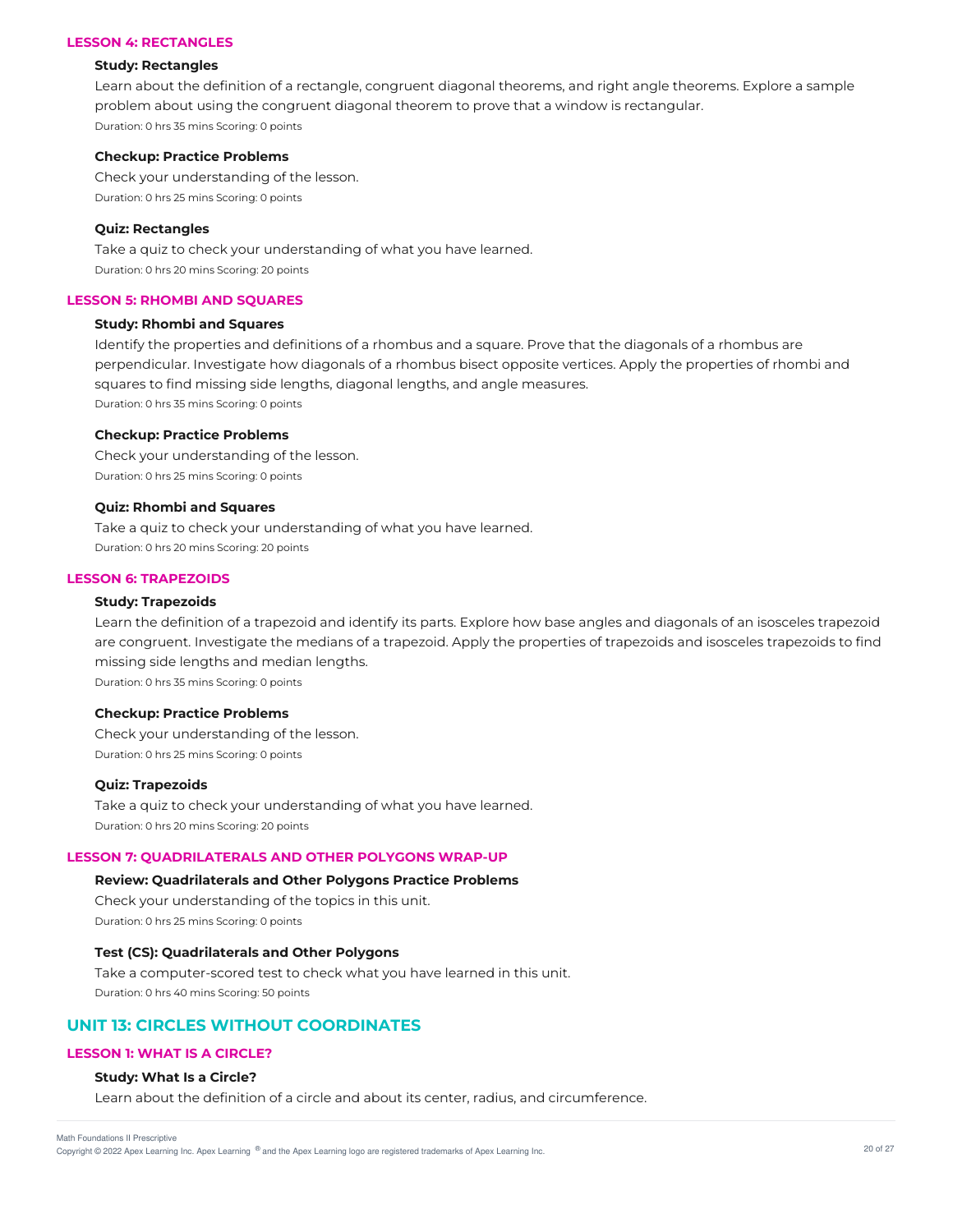### LESSON 4: RECTANGLES

**Study: Rectangles**

Learn about the definition of a rectangle, congruent diagonal theorems, and right angle theorems. Explore a sample problem about using the congruent diagonal theorem to prove that a window is rectangular.

Duration: 0 hrs 35 mins Scoring: 0 points

**Checkup: Practice Problems**

Check your understanding of the lesson.

Duration: 0 hrs 25 mins Scoring: 0 points

**Quiz: Rectangles**

Take a quiz to check your understanding of what you have learned.

Duration: 0 hrs 20 mins Scoring: 20 points

### LESSON 5: RHOMBI AND SQUARES

**Study: Rhombi and Squares**

Identify the properties and definitions of a rhombus and a square. Prove that the diagonals of a rhombus are perpendicular. Investigate how diagonals of a rhombus bisect opposite vertices. Apply the properties of rhombi and squares to find missing side lengths, diagonal lengths, and angle measures.

Duration: 0 hrs 35 mins Scoring: 0 points

**Checkup: Practice Problems**

Check your understanding of the lesson.

Duration: 0 hrs 25 mins Scoring: 0 points

**Quiz: Rhombi and Squares**

Take a quiz to check your understanding of what you have learned.

Duration: 0 hrs 20 mins Scoring: 20 points

### LESSON 6: TRAPEZOIDS

**Study: Trapezoids**

Learn the definition of a trapezoid and identify its parts. Explore how base angles and diagonals of an isosceles trapezoid are congruent. Investigate the medians of a trapezoid. Apply the properties of trapezoids and isosceles trapezoids to find missing side lengths and median lengths.

Duration: 0 hrs 35 mins Scoring: 0 points

**Checkup: Practice Problems**

Check your understanding of the lesson.

Duration: 0 hrs 25 mins Scoring: 0 points

**Quiz: Trapezoids**

Take a quiz to check your understanding of what you have learned.

Duration: 0 hrs 20 mins Scoring: 20 points

### LESSON 7: QUADRILATERALS AND OTHER POLYGONS WRAP-UP

**Review: Quadrilaterals and Other Polygons Practice Problems**

Check your understanding of the topics in this unit.

Duration: 0 hrs 25 mins Scoring: 0 points

**Test (CS): Quadrilaterals and Other Polygons**

Take a computer-scored test to check what you have learned in this unit.

Duration: 0 hrs 40 mins Scoring: 50 points

## UNIT 13: CIRCLES WITHOUT COORDINATES

### LESSON 1: WHAT IS A CIRCLE?

**Study: What Is a Circle?**

Learn about the definition of a circle and about its center, radius, and circumference.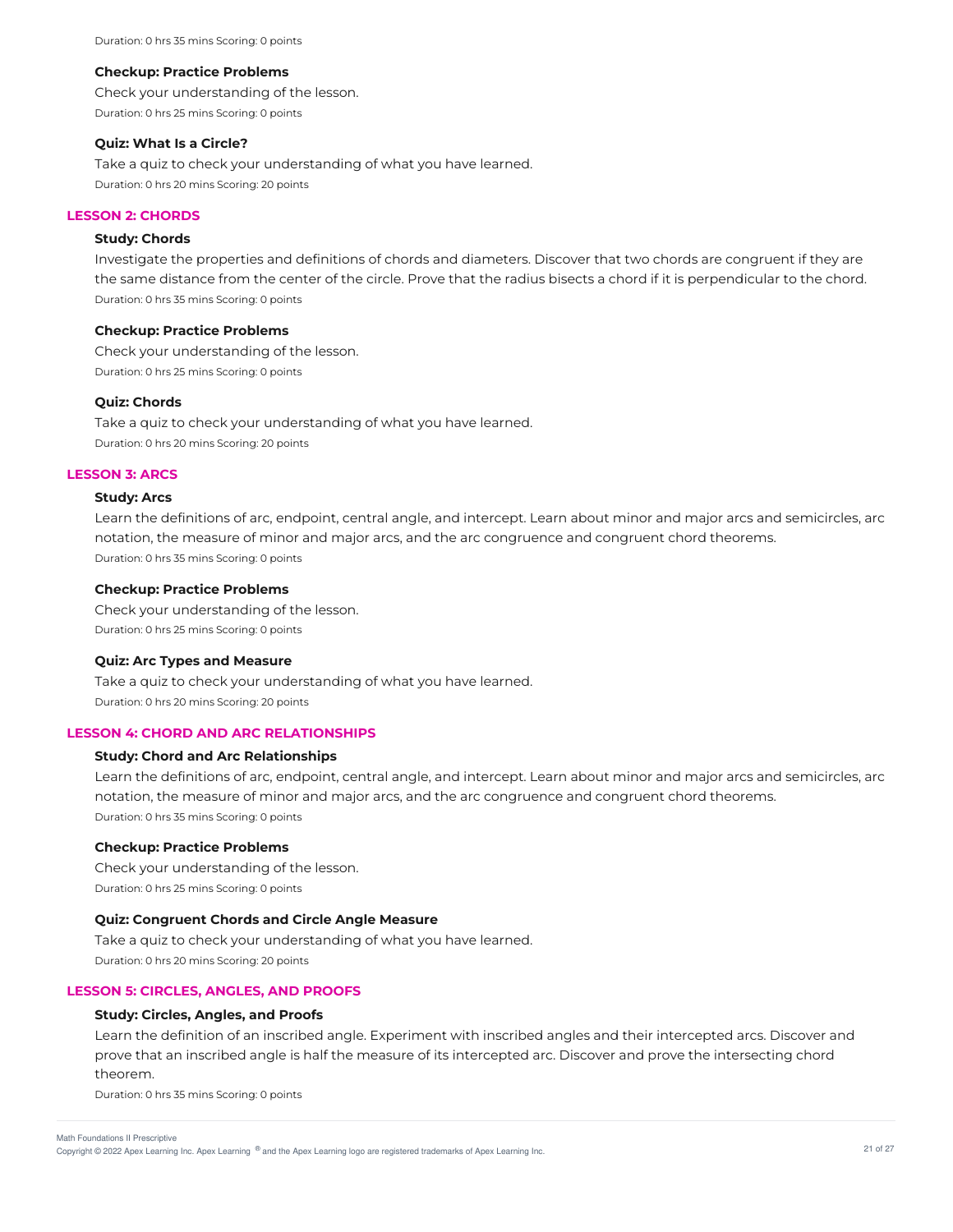Duration: 0 hrs 35 mins Scoring: 0 points

#### Checkup: Practice Problems

Check your understanding of the lesson.

Duration: 0 hrs 25 mins Scoring: 0 points

#### Quiz: What Is a Circle?

Take a quiz to check your understanding of what you have learned.

Duration: 0 hrs 20 mins Scoring: 20 points

### LESSON 2: CHORDS

#### Study: Chords

Investigate the properties and definitions of chords and diameters. Discover that two chords are congruent if they are the same distance from the center of the circle. Prove that the radius bisects a chord if it is perpendicular to the chord.

Duration: 0 hrs 35 mins Scoring: 0 points

#### Checkup: Practice Problems

Check your understanding of the lesson.

Duration: 0 hrs 25 mins Scoring: 0 points

#### Quiz: Chords

Take a quiz to check your understanding of what you have learned.

Duration: 0 hrs 20 mins Scoring: 20 points

### LESSON 3: ARCS

#### Study: Arcs

Learn the definitions of arc, endpoint, central angle, and intercept. Learn about minor and major arcs and semicircles, arc notation, the measure of minor and major arcs, and the arc congruence and congruent chord theorems.

Duration: 0 hrs 35 mins Scoring: 0 points

#### Checkup: Practice Problems

Check your understanding of the lesson.

Duration: 0 hrs 25 mins Scoring: 0 points

#### Quiz: Arc Types and Measure

Take a quiz to check your understanding of what you have learned.

Duration: 0 hrs 20 mins Scoring: 20 points

### LESSON 4: CHORD AND ARC RELATIONSHIPS

#### Study: Chord and Arc Relationships

Learn the definitions of arc, endpoint, central angle, and intercept. Learn about minor and major arcs and semicircles, arc notation, the measure of minor and major arcs, and the arc congruence and congruent chord theorems.

Duration: 0 hrs 35 mins Scoring: 0 points

#### Checkup: Practice Problems

Check your understanding of the lesson.

Duration: 0 hrs 25 mins Scoring: 0 points

#### Quiz: Congruent Chords and Circle Angle Measure

Take a quiz to check your understanding of what you have learned.

Duration: 0 hrs 20 mins Scoring: 20 points

### LESSON 5: CIRCLES, ANGLES, AND PROOFS

#### Study: Circles, Angles, and Proofs

Learn the definition of an inscribed angle. Experiment with inscribed angles and their intercepted arcs. Discover and prove that an inscribed angle is half the measure of its intercepted arc. Discover and prove the intersecting chord theorem.

Duration: 0 hrs 35 mins Scoring: 0 points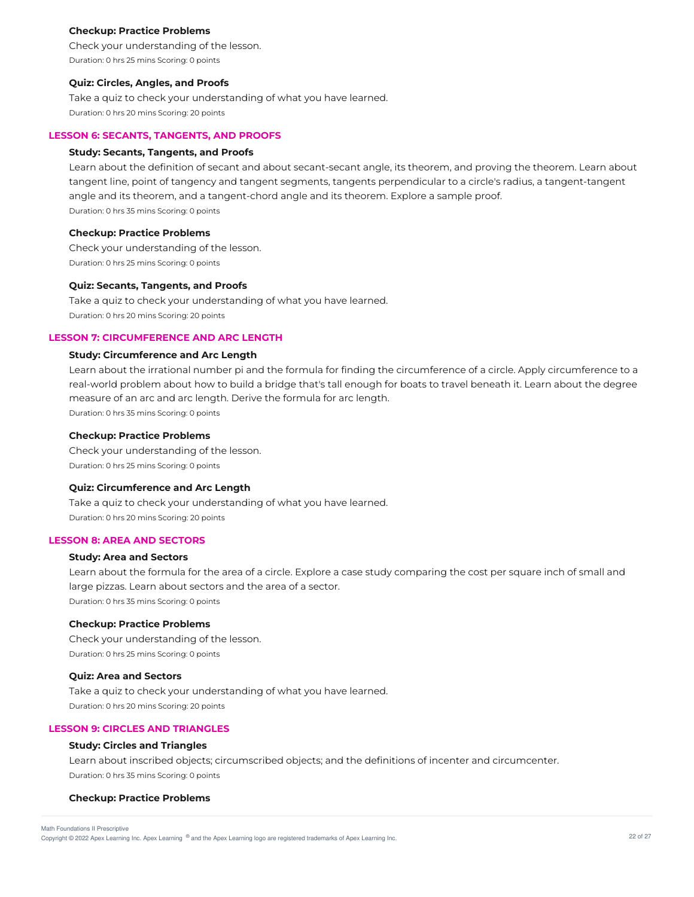#### Checkup: Practice Problems

Check your understanding of the lesson.

Duration: 0 hrs 25 mins Scoring: 0 points

#### Quiz: Circles, Angles, and Proofs

Take a quiz to check your understanding of what you have learned.

Duration: 0 hrs 20 mins Scoring: 20 points

### LESSON 6: SECANTS, TANGENTS, AND PROOFS

#### Study: Secants, Tangents, and Proofs

Learn about the definition of secant and about secant-secant angle, its theorem, and proving the theorem. Learn about tangent line, point of tangency and tangent segments, tangents perpendicular to a circle's radius, a tangent-tangent angle and its theorem, and a tangent-chord angle and its theorem. Explore a sample proof.

Duration: 0 hrs 35 mins Scoring: 0 points

#### Checkup: Practice Problems

Check your understanding of the lesson.

Duration: 0 hrs 25 mins Scoring: 0 points

#### Quiz: Secants, Tangents, and Proofs

Take a quiz to check your understanding of what you have learned.

Duration: 0 hrs 20 mins Scoring: 20 points

### LESSON 7: CIRCUMFERENCE AND ARC LENGTH

#### Study: Circumference and Arc Length

Learn about the irrational number pi and the formula for finding the circumference of a circle. Apply circumference to a real-world problem about how to build a bridge that's tall enough for boats to travel beneath it. Learn about the degree measure of an arc and arc length. Derive the formula for arc length.

Duration: 0 hrs 35 mins Scoring: 0 points

#### Checkup: Practice Problems

Check your understanding of the lesson.

Duration: 0 hrs 25 mins Scoring: 0 points

#### Quiz: Circumference and Arc Length

Take a quiz to check your understanding of what you have learned.

Duration: 0 hrs 20 mins Scoring: 20 points

### LESSON 8: AREA AND SECTORS

#### Study: Area and Sectors

Learn about the formula for the area of a circle. Explore a case study comparing the cost per square inch of small and large pizzas. Learn about sectors and the area of a sector.

Duration: 0 hrs 35 mins Scoring: 0 points

#### Checkup: Practice Problems

Check your understanding of the lesson.

Duration: 0 hrs 25 mins Scoring: 0 points

#### Quiz: Area and Sectors

Take a quiz to check your understanding of what you have learned.

Duration: 0 hrs 20 mins Scoring: 20 points

### LESSON 9: CIRCLES AND TRIANGLES

#### Study: Circles and Triangles

Learn about inscribed objects; circumscribed objects; and the definitions of incenter and circumcenter.

Duration: 0 hrs 35 mins Scoring: 0 points

#### Checkup: Practice Problems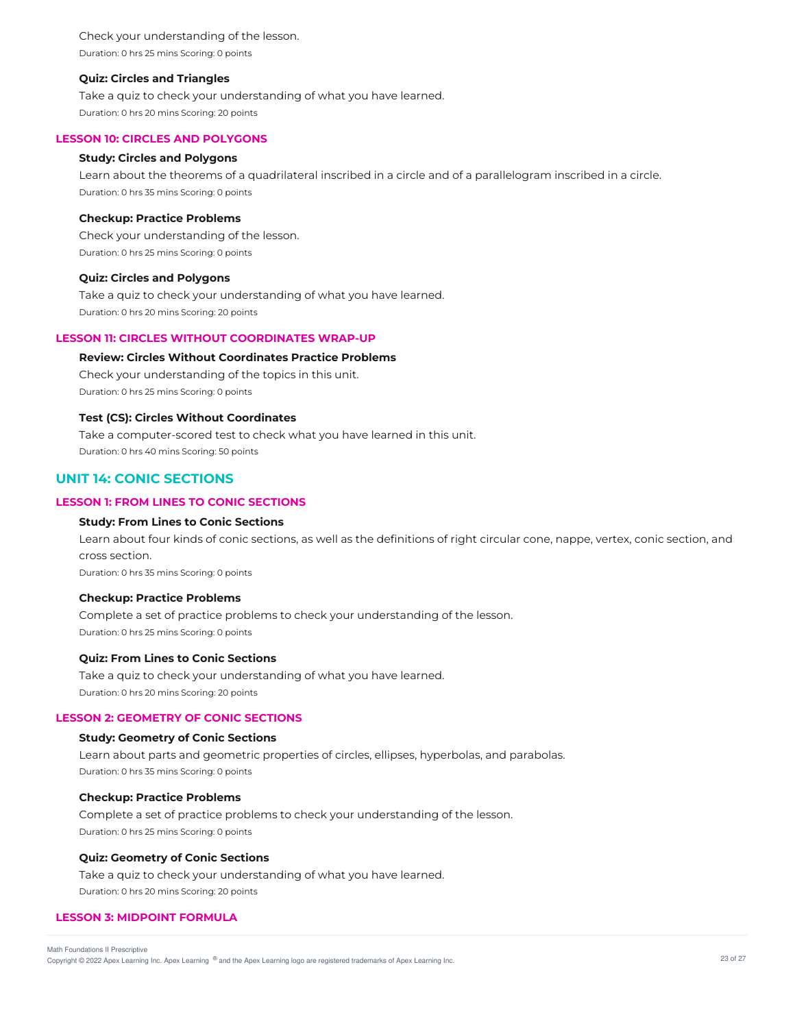Check your understanding of the lesson.

Duration: 0 hrs 25 mins Scoring: 0 points

**Quiz: Circles and Triangles**

Take a quiz to check your understanding of what you have learned.

Duration: 0 hrs 20 mins Scoring: 20 points

### LESSON 10: CIRCLES AND POLYGONS

**Study: Circles and Polygons**

Learn about the theorems of a quadrilateral inscribed in a circle and of a parallelogram inscribed in a circle.

Duration: 0 hrs 35 mins Scoring: 0 points

**Checkup: Practice Problems**

Check your understanding of the lesson.

Duration: 0 hrs 25 mins Scoring: 0 points

**Quiz: Circles and Polygons**

Take a quiz to check your understanding of what you have learned.

Duration: 0 hrs 20 mins Scoring: 20 points

### LESSON 11: CIRCLES WITHOUT COORDINATES WRAP-UP

**Review: Circles Without Coordinates Practice Problems**

Check your understanding of the topics in this unit.

Duration: 0 hrs 25 mins Scoring: 0 points

**Test (CS): Circles Without Coordinates**

Take a computer-scored test to check what you have learned in this unit.

Duration: 0 hrs 40 mins Scoring: 50 points

## UNIT 14: CONIC SECTIONS

### LESSON 1: FROM LINES TO CONIC SECTIONS

**Study: From Lines to Conic Sections**

Learn about four kinds of conic sections, as well as the definitions of right circular cone, nappe, vertex, conic section, and cross section.

Duration: 0 hrs 35 mins Scoring: 0 points

**Checkup: Practice Problems**

Complete a set of practice problems to check your understanding of the lesson.

Duration: 0 hrs 25 mins Scoring: 0 points

**Quiz: From Lines to Conic Sections**

Take a quiz to check your understanding of what you have learned.

Duration: 0 hrs 20 mins Scoring: 20 points

### LESSON 2: GEOMETRY OF CONIC SECTIONS

**Study: Geometry of Conic Sections**

Learn about parts and geometric properties of circles, ellipses, hyperbolas, and parabolas.

Duration: 0 hrs 35 mins Scoring: 0 points

**Checkup: Practice Problems**

Complete a set of practice problems to check your understanding of the lesson.

Duration: 0 hrs 25 mins Scoring: 0 points

**Quiz: Geometry of Conic Sections**

Take a quiz to check your understanding of what you have learned.

Duration: 0 hrs 20 mins Scoring: 20 points

### LESSON 3: MIDPOINT FORMULA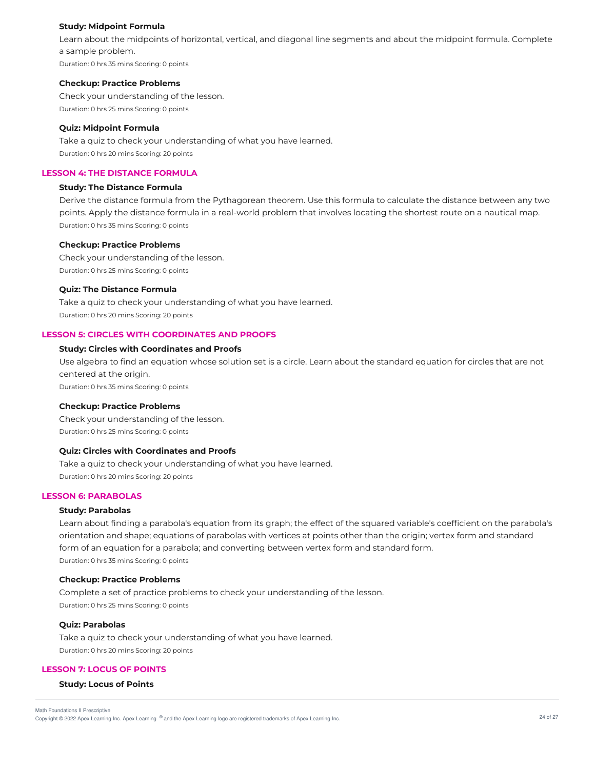#### Study: Midpoint Formula

Learn about the midpoints of horizontal, vertical, and diagonal line segments and about the midpoint formula. Complete a sample problem.

Duration: 0 hrs 35 mins Scoring: 0 points

#### Checkup: Practice Problems

Check your understanding of the lesson.

Duration: 0 hrs 25 mins Scoring: 0 points

#### Quiz: Midpoint Formula

Take a quiz to check your understanding of what you have learned.

Duration: 0 hrs 20 mins Scoring: 20 points

### LESSON 4: THE DISTANCE FORMULA

#### Study: The Distance Formula

Derive the distance formula from the Pythagorean theorem. Use this formula to calculate the distance between any two points. Apply the distance formula in a real-world problem that involves locating the shortest route on a nautical map.

Duration: 0 hrs 35 mins Scoring: 0 points

#### Checkup: Practice Problems

Check your understanding of the lesson.

Duration: 0 hrs 25 mins Scoring: 0 points

#### Quiz: The Distance Formula

Take a quiz to check your understanding of what you have learned.

Duration: 0 hrs 20 mins Scoring: 20 points

### LESSON 5: CIRCLES WITH COORDINATES AND PROOFS

#### Study: Circles with Coordinates and Proofs

Use algebra to find an equation whose solution set is a circle. Learn about the standard equation for circles that are not centered at the origin.

Duration: 0 hrs 35 mins Scoring: 0 points

#### Checkup: Practice Problems

Check your understanding of the lesson.

Duration: 0 hrs 25 mins Scoring: 0 points

#### Quiz: Circles with Coordinates and Proofs

Take a quiz to check your understanding of what you have learned.

Duration: 0 hrs 20 mins Scoring: 20 points

### LESSON 6: PARABOLAS

#### Study: Parabolas

Learn about finding a parabola's equation from its graph; the effect of the squared variable's coefficient on the parabola's orientation and shape; equations of parabolas with vertices at points other than the origin; vertex form and standard form of an equation for a parabola; and converting between vertex form and standard form.

Duration: 0 hrs 35 mins Scoring: 0 points

#### Checkup: Practice Problems

Complete a set of practice problems to check your understanding of the lesson.

Duration: 0 hrs 25 mins Scoring: 0 points

#### Quiz: Parabolas

Take a quiz to check your understanding of what you have learned.

Duration: 0 hrs 20 mins Scoring: 20 points

### LESSON 7: LOCUS OF POINTS

#### Study: Locus of Points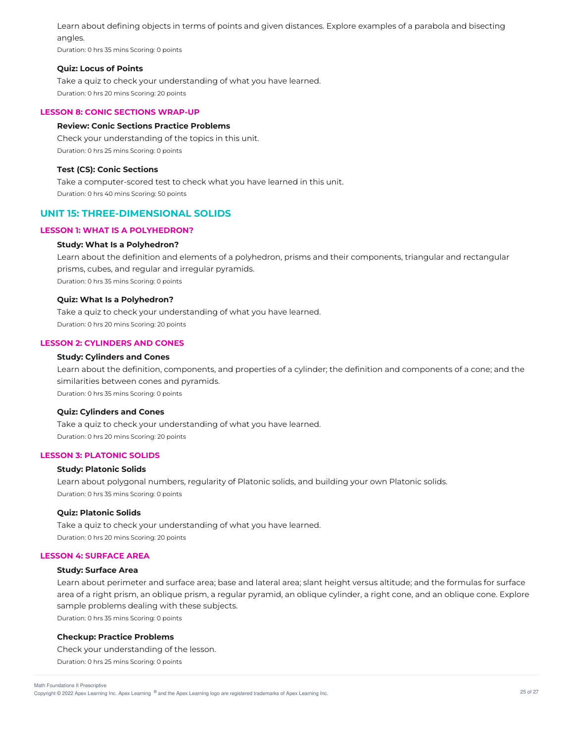Learn about defining objects in terms of points and given distances. Explore examples of a parabola and bisecting angles.

Duration: 0 hrs 35 mins Scoring: 0 points

**Quiz: Locus of Points**

Take a quiz to check your understanding of what you have learned.

Duration: 0 hrs 20 mins Scoring: 20 points

### LESSON 8: CONIC SECTIONS WRAP-UP

**Review: Conic Sections Practice Problems**

Check your understanding of the topics in this unit.

Duration: 0 hrs 25 mins Scoring: 0 points

**Test (CS): Conic Sections**

Take a computer-scored test to check what you have learned in this unit.

Duration: 0 hrs 40 mins Scoring: 50 points

## UNIT 15: THREE-DIMENSIONAL SOLIDS

### LESSON 1: WHAT IS A POLYHEDRON?

**Study: What Is a Polyhedron?**

Learn about the definition and elements of a polyhedron, prisms and their components, triangular and rectangular prisms, cubes, and regular and irregular pyramids.

Duration: 0 hrs 35 mins Scoring: 0 points

**Quiz: What Is a Polyhedron?**

Take a quiz to check your understanding of what you have learned.

Duration: 0 hrs 20 mins Scoring: 20 points

### LESSON 2: CYLINDERS AND CONES

**Study: Cylinders and Cones**

Learn about the definition, components, and properties of a cylinder; the definition and components of a cone; and the similarities between cones and pyramids.

Duration: 0 hrs 35 mins Scoring: 0 points

**Quiz: Cylinders and Cones**

Take a quiz to check your understanding of what you have learned.

Duration: 0 hrs 20 mins Scoring: 20 points

### LESSON 3: PLATONIC SOLIDS

**Study: Platonic Solids**

Learn about polygonal numbers, regularity of Platonic solids, and building your own Platonic solids.

Duration: 0 hrs 35 mins Scoring: 0 points

**Quiz: Platonic Solids**

Take a quiz to check your understanding of what you have learned.

Duration: 0 hrs 20 mins Scoring: 20 points

### LESSON 4: SURFACE AREA

**Study: Surface Area**

Learn about perimeter and surface area; base and lateral area; slant height versus altitude; and the formulas for surface area of a right prism, an oblique prism, a regular pyramid, an oblique cylinder, a right cone, and an oblique cone. Explore sample problems dealing with these subjects.

Duration: 0 hrs 35 mins Scoring: 0 points

**Checkup: Practice Problems**

Check your understanding of the lesson.

Duration: 0 hrs 25 mins Scoring: 0 points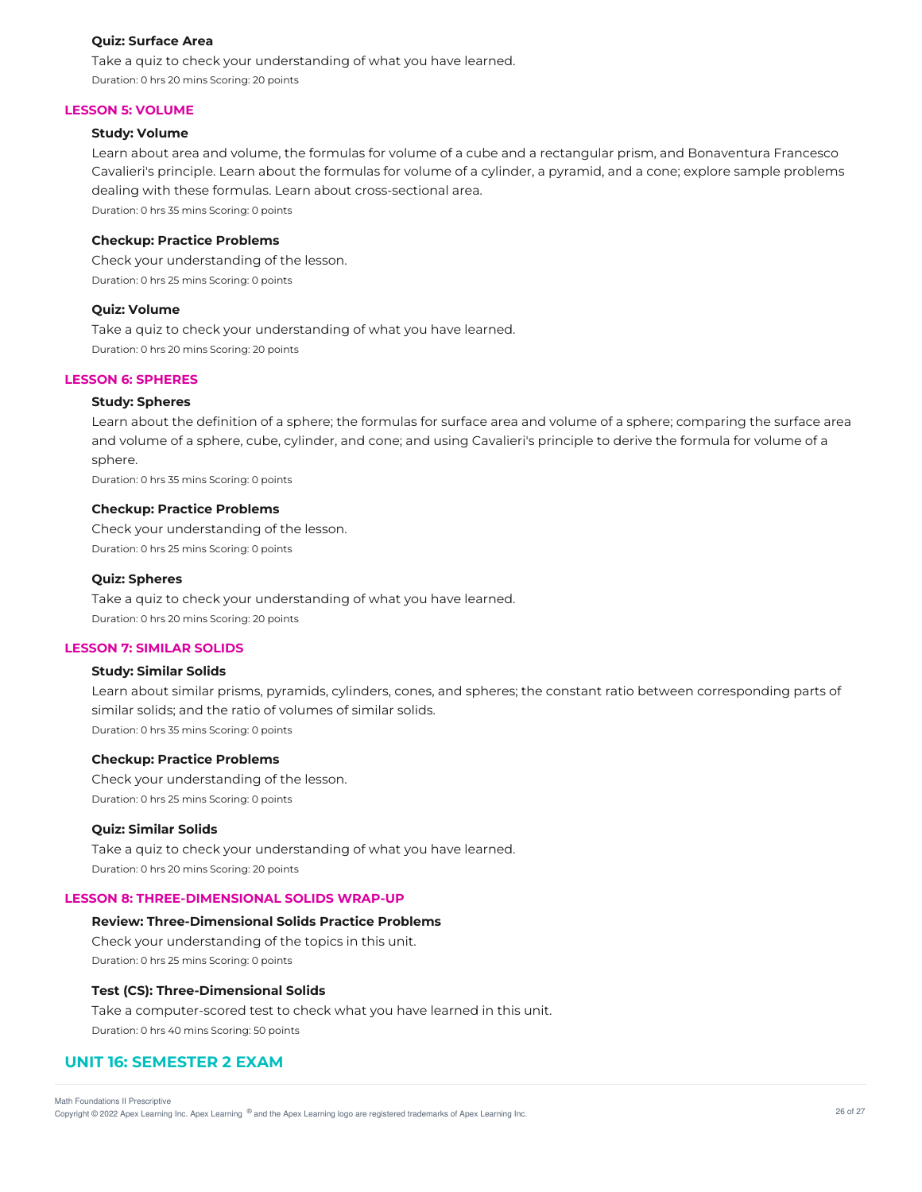#### Quiz: Surface Area

Take a quiz to check your understanding of what you have learned.

Duration: 0 hrs 20 mins Scoring: 20 points

### LESSON 5: VOLUME

#### Study: Volume

Learn about area and volume, the formulas for volume of a cube and a rectangular prism, and Bonaventura Francesco Cavalieri's principle. Learn about the formulas for volume of a cylinder, a pyramid, and a cone; explore sample problems dealing with these formulas. Learn about cross-sectional area.

Duration: 0 hrs 35 mins Scoring: 0 points

#### Checkup: Practice Problems

Check your understanding of the lesson.

Duration: 0 hrs 25 mins Scoring: 0 points

#### Quiz: Volume

Take a quiz to check your understanding of what you have learned.

Duration: 0 hrs 20 mins Scoring: 20 points

### LESSON 6: SPHERES

#### Study: Spheres

Learn about the definition of a sphere; the formulas for surface area and volume of a sphere; comparing the surface area and volume of a sphere, cube, cylinder, and cone; and using Cavalieri's principle to derive the formula for volume of a sphere.

Duration: 0 hrs 35 mins Scoring: 0 points

#### Checkup: Practice Problems

Check your understanding of the lesson.

Duration: 0 hrs 25 mins Scoring: 0 points

#### Quiz: Spheres

Take a quiz to check your understanding of what you have learned.

Duration: 0 hrs 20 mins Scoring: 20 points

### LESSON 7: SIMILAR SOLIDS

#### Study: Similar Solids

Learn about similar prisms, pyramids, cylinders, cones, and spheres; the constant ratio between corresponding parts of similar solids; and the ratio of volumes of similar solids.

Duration: 0 hrs 35 mins Scoring: 0 points

#### Checkup: Practice Problems

Check your understanding of the lesson.

Duration: 0 hrs 25 mins Scoring: 0 points

#### Quiz: Similar Solids

Take a quiz to check your understanding of what you have learned.

Duration: 0 hrs 20 mins Scoring: 20 points

### LESSON 8: THREE-DIMENSIONAL SOLIDS WRAP-UP

#### Review: Three-Dimensional Solids Practice Problems

Check your understanding of the topics in this unit.

Duration: 0 hrs 25 mins Scoring: 0 points

#### Test (CS): Three-Dimensional Solids

Take a computer-scored test to check what you have learned in this unit.

Duration: 0 hrs 40 mins Scoring: 50 points

## UNIT 16: SEMESTER 2 EXAM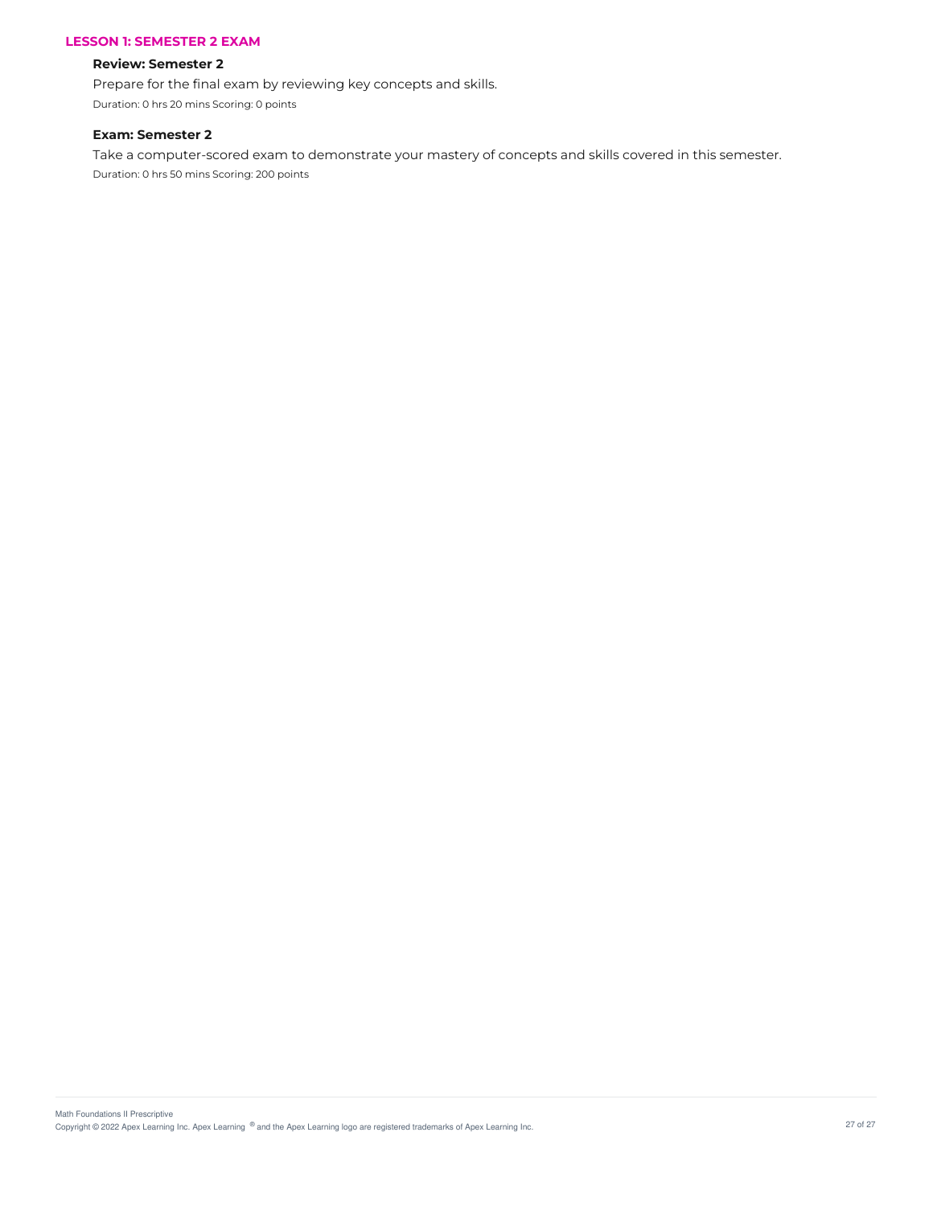## LESSON 1: SEMESTER 2 EXAM

### Review: Semester 2

Prepare for the final exam by reviewing key concepts and skills.

Duration: 0 hrs 20 mins Scoring: 0 points

### Exam: Semester 2

Take a computer-scored exam to demonstrate your mastery of concepts and skills covered in this semester.

Duration: 0 hrs 50 mins Scoring: 200 points